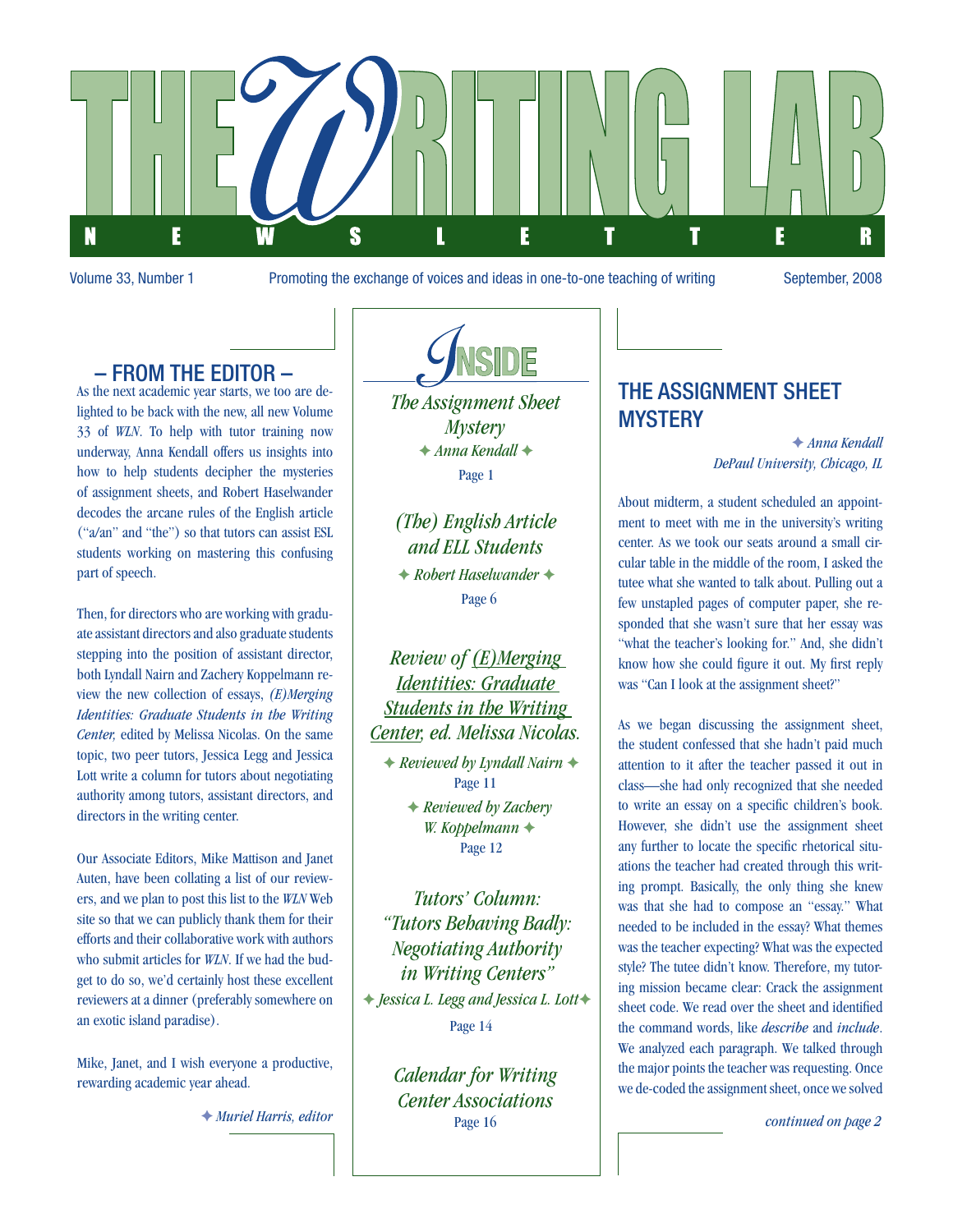# THE WRITING LAB NEWSLETTER

Volume 33, Number 1 — Promoting the exchange of voices and ideas in one-to-one teaching of writing — September, 2008

## – FROM THE EDITOR –

As the next academic year starts, we too are delighted to be back with the new, all new Volume 33 of *WLN*. To help with tutor training now underway, Anna Kendall offers us insights into how to help students decipher the mysteries of assignment sheets, and Robert Haselwander decodes the arcane rules of the English article ("a/an" and "the") so that tutors can assist ESL students working on mastering this confusing part of speech.

Then, for directors who are working with graduate assistant directors and also graduate students stepping into the position of assistant director, both Lyndall Nairn and Zachery Koppelmann review the new collection of essays, *(E)Merging Identities: Graduate Students in the Writing Center,* edited by Melissa Nicolas. On the same topic, two peer tutors, Jessica Legg and Jessica Lott write a column for tutors about negotiating authority among tutors, assistant directors, and directors in the writing center.

Our Associate Editors, Mike Mattison and Janet Auten, have been collating a list of our reviewers, and we plan to post this list to the *WLN* Web site so that we can publicly thank them for their efforts and their collaborative work with authors who submit articles for *WLN*. If we had the budget to do so, we'd certainly host these excellent reviewers at a dinner (preferably somewhere on an exotic island paradise).

Mike, Janet, and I wish everyone a productive, rewarding academic year ahead.

✦ *Muriel Harris, editor*

## INSIDE

*The Assignment Sheet Mystery*
✦ *Anna Kendall* ✦
Page 1

*(The) English Article and ELL Students*
✦ *Robert Haselwander* ✦
Page 6

*Review of (E)Merging Identities: Graduate Students in the Writing Center, ed. Melissa Nicolas.*
✦ *Reviewed by Lyndall Nairn* ✦
Page 11
✦ *Reviewed by Zachery W. Koppelmann* ✦
Page 12

*Tutors' Column: "Tutors Behaving Badly: Negotiating Authority in Writing Centers"*
✦ *Jessica L. Legg and Jessica L. Lott* ✦
Page 14

*Calendar for Writing Center Associations*
Page 16

## THE ASSIGNMENT SHEET MYSTERY

✦ *Anna Kendall*
*DePaul University, Chicago, IL*

About midterm, a student scheduled an appointment to meet with me in the university's writing center. As we took our seats around a small circular table in the middle of the room, I asked the tutee what she wanted to talk about. Pulling out a few unstapled pages of computer paper, she responded that she wasn't sure that her essay was "what the teacher's looking for." And, she didn't know how she could figure it out. My first reply was "Can I look at the assignment sheet?"

As we began discussing the assignment sheet, the student confessed that she hadn't paid much attention to it after the teacher passed it out in class—she had only recognized that she needed to write an essay on a specific children's book. However, she didn't use the assignment sheet any further to locate the specific rhetorical situations the teacher had created through this writing prompt. Basically, the only thing she knew was that she had to compose an "essay." What needed to be included in the essay? What themes was the teacher expecting? What was the expected style? The tutee didn't know. Therefore, my tutoring mission became clear: Crack the assignment sheet code. We read over the sheet and identified the command words, like *describe* and *include*. We analyzed each paragraph. We talked through the major points the teacher was requesting. Once we de-coded the assignment sheet, once we solved

*continued on page 2*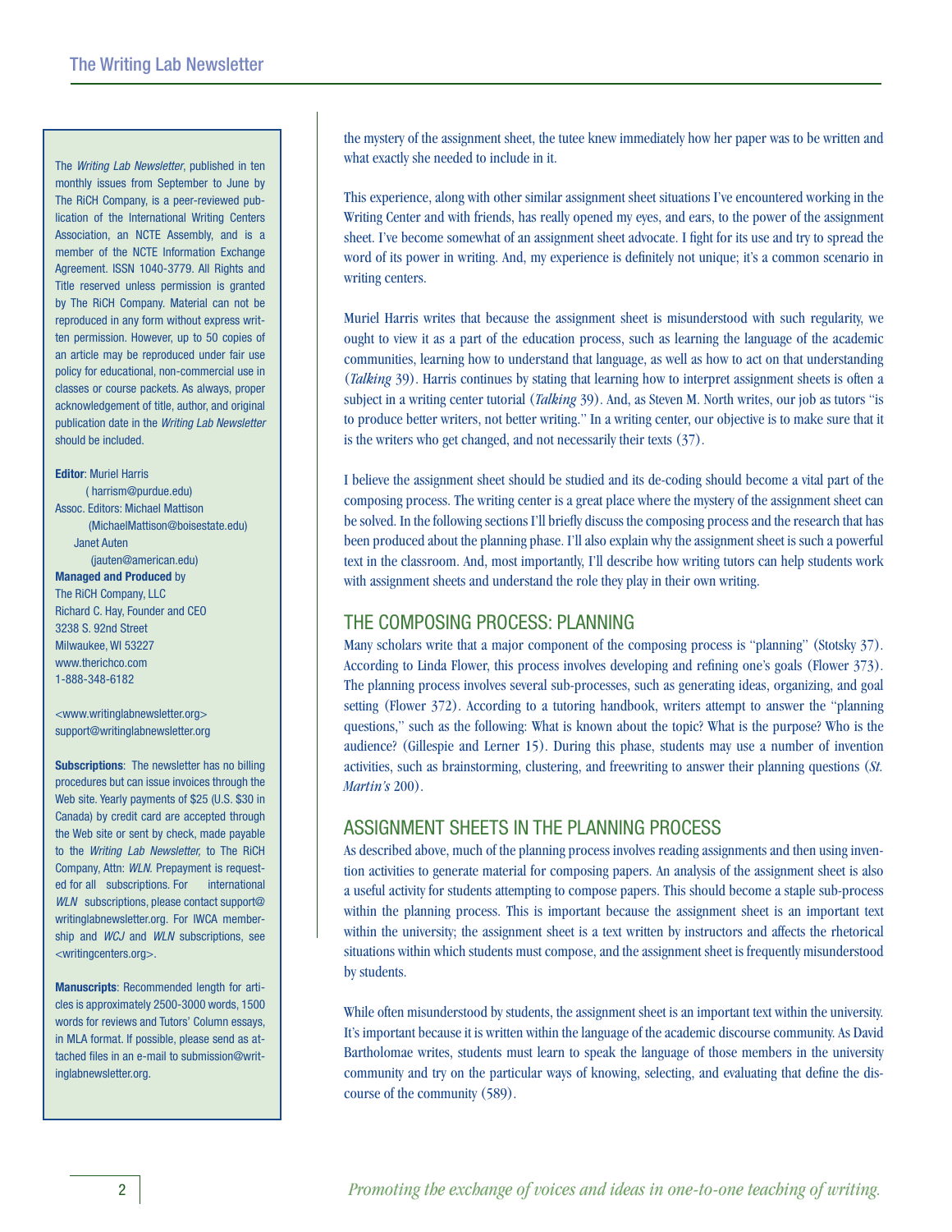The *Writing Lab Newsletter*, published in ten monthly issues from September to June by The RiCH Company, is a peer-reviewed publication of the International Writing Centers Association, an NCTE Assembly, and is a member of the NCTE Information Exchange Agreement. ISSN 1040-3779. All Rights and Title reserved unless permission is granted by The RiCH Company. Material can not be reproduced in any form without express written permission. However, up to 50 copies of an article may be reproduced under fair use policy for educational, non-commercial use in classes or course packets. As always, proper acknowledgement of title, author, and original publication date in the *Writing Lab Newsletter* should be included.

**Editor**: Muriel Harris
( harrism@purdue.edu)
Assoc. Editors: Michael Mattison
(MichaelMattison@boisestate.edu)
Janet Auten
(jauten@american.edu)
**Managed and Produced** by
The RiCH Company, LLC
Richard C. Hay, Founder and CEO
3238 S. 92nd Street
Milwaukee, WI 53227
www.therichco.com
1-888-348-6182

<www.writinglabnewsletter.org>
support@writinglabnewsletter.org

**Subscriptions**: The newsletter has no billing procedures but can issue invoices through the Web site. Yearly payments of $25 (U.S. $30 in Canada) by credit card are accepted through the Web site or sent by check, made payable to the *Writing Lab Newsletter,* to The RiCH Company, Attn: *WLN*. Prepayment is requested for all subscriptions. For international *WLN* subscriptions, please contact support@writinglabnewsletter.org. For IWCA membership and *WCJ* and *WLN* subscriptions, see <writingcenters.org>.

**Manuscripts**: Recommended length for articles is approximately 2500-3000 words, 1500 words for reviews and Tutors' Column essays, in MLA format. If possible, please send as attached files in an e-mail to submission@writinglabnewsletter.org.

the mystery of the assignment sheet, the tutee knew immediately how her paper was to be written and what exactly she needed to include in it.

This experience, along with other similar assignment sheet situations I've encountered working in the Writing Center and with friends, has really opened my eyes, and ears, to the power of the assignment sheet. I've become somewhat of an assignment sheet advocate. I fight for its use and try to spread the word of its power in writing. And, my experience is definitely not unique; it's a common scenario in writing centers.

Muriel Harris writes that because the assignment sheet is misunderstood with such regularity, we ought to view it as a part of the education process, such as learning the language of the academic communities, learning how to understand that language, as well as how to act on that understanding (*Talking* 39). Harris continues by stating that learning how to interpret assignment sheets is often a subject in a writing center tutorial (*Talking* 39). And, as Steven M. North writes, our job as tutors "is to produce better writers, not better writing." In a writing center, our objective is to make sure that it is the writers who get changed, and not necessarily their texts (37).

I believe the assignment sheet should be studied and its de-coding should become a vital part of the composing process. The writing center is a great place where the mystery of the assignment sheet can be solved. In the following sections I'll briefly discuss the composing process and the research that has been produced about the planning phase. I'll also explain why the assignment sheet is such a powerful text in the classroom. And, most importantly, I'll describe how writing tutors can help students work with assignment sheets and understand the role they play in their own writing.

## THE COMPOSING PROCESS: PLANNING

Many scholars write that a major component of the composing process is "planning" (Stotsky 37). According to Linda Flower, this process involves developing and refining one's goals (Flower 373). The planning process involves several sub-processes, such as generating ideas, organizing, and goal setting (Flower 372). According to a tutoring handbook, writers attempt to answer the "planning questions," such as the following: What is known about the topic? What is the purpose? Who is the audience? (Gillespie and Lerner 15). During this phase, students may use a number of invention activities, such as brainstorming, clustering, and freewriting to answer their planning questions (*St. Martin's* 200).

## ASSIGNMENT SHEETS IN THE PLANNING PROCESS

As described above, much of the planning process involves reading assignments and then using invention activities to generate material for composing papers. An analysis of the assignment sheet is also a useful activity for students attempting to compose papers. This should become a staple sub-process within the planning process. This is important because the assignment sheet is an important text within the university; the assignment sheet is a text written by instructors and affects the rhetorical situations within which students must compose, and the assignment sheet is frequently misunderstood by students.

While often misunderstood by students, the assignment sheet is an important text within the university. It's important because it is written within the language of the academic discourse community. As David Bartholomae writes, students must learn to speak the language of those members in the university community and try on the particular ways of knowing, selecting, and evaluating that define the discourse of the community (589).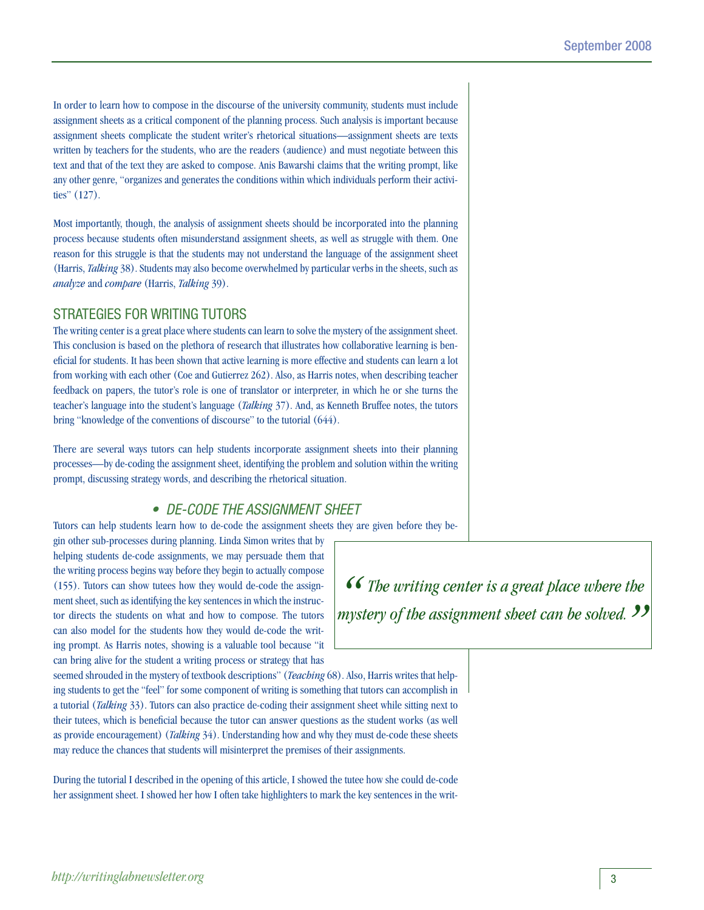In order to learn how to compose in the discourse of the university community, students must include assignment sheets as a critical component of the planning process. Such analysis is important because assignment sheets complicate the student writer's rhetorical situations—assignment sheets are texts written by teachers for the students, who are the readers (audience) and must negotiate between this text and that of the text they are asked to compose. Anis Bawarshi claims that the writing prompt, like any other genre, "organizes and generates the conditions within which individuals perform their activities" (127).

Most importantly, though, the analysis of assignment sheets should be incorporated into the planning process because students often misunderstand assignment sheets, as well as struggle with them. One reason for this struggle is that the students may not understand the language of the assignment sheet (Harris, *Talking* 38). Students may also become overwhelmed by particular verbs in the sheets, such as *analyze* and *compare* (Harris, *Talking* 39).

## STRATEGIES FOR WRITING TUTORS

The writing center is a great place where students can learn to solve the mystery of the assignment sheet. This conclusion is based on the plethora of research that illustrates how collaborative learning is beneficial for students. It has been shown that active learning is more effective and students can learn a lot from working with each other (Coe and Gutierrez 262). Also, as Harris notes, when describing teacher feedback on papers, the tutor's role is one of translator or interpreter, in which he or she turns the teacher's language into the student's language (*Talking* 37). And, as Kenneth Bruffee notes, the tutors bring "knowledge of the conventions of discourse" to the tutorial (644).

There are several ways tutors can help students incorporate assignment sheets into their planning processes—by de-coding the assignment sheet, identifying the problem and solution within the writing prompt, discussing strategy words, and describing the rhetorical situation.

### • DE-CODE THE ASSIGNMENT SHEET

Tutors can help students learn how to de-code the assignment sheets they are given before they begin other sub-processes during planning. Linda Simon writes that by helping students de-code assignments, we may persuade them that the writing process begins way before they begin to actually compose (155). Tutors can show tutees how they would de-code the assignment sheet, such as identifying the key sentences in which the instructor directs the students on what and how to compose. The tutors can also model for the students how they would de-code the writing prompt. As Harris notes, showing is a valuable tool because "it can bring alive for the student a writing process or strategy that has seemed shrouded in the mystery of textbook descriptions" (*Teaching* 68). Also, Harris writes that helping students to get the "feel" for some component of writing is something that tutors can accomplish in a tutorial (*Talking* 33). Tutors can also practice de-coding their assignment sheet while sitting next to their tutees, which is beneficial because the tutor can answer questions as the student works (as well as provide encouragement) (*Talking* 34). Understanding how and why they must de-code these sheets may reduce the chances that students will misinterpret the premises of their assignments.

> *"The writing center is a great place where the mystery of the assignment sheet can be solved."*

During the tutorial I described in the opening of this article, I showed the tutee how she could de-code her assignment sheet. I showed her how I often take highlighters to mark the key sentences in the writ-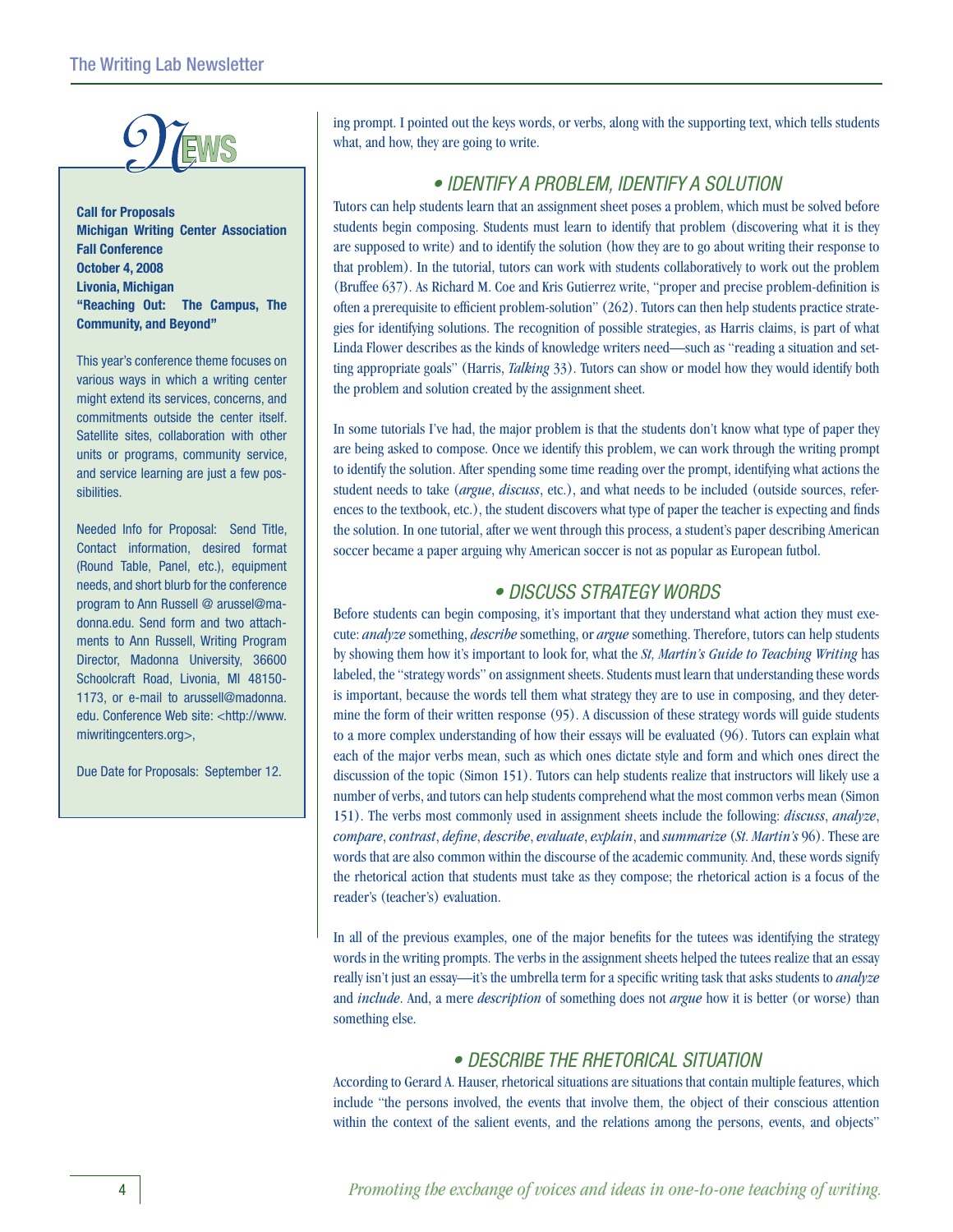## News

**Call for Proposals**
**Michigan Writing Center Association Fall Conference**
**October 4, 2008**
**Livonia, Michigan**
**"Reaching Out: The Campus, The Community, and Beyond"**

This year's conference theme focuses on various ways in which a writing center might extend its services, concerns, and commitments outside the center itself. Satellite sites, collaboration with other units or programs, community service, and service learning are just a few possibilities.

Needed Info for Proposal: Send Title, Contact information, desired format (Round Table, Panel, etc.), equipment needs, and short blurb for the conference program to Ann Russell @ arussel@madonna.edu. Send form and two attachments to Ann Russell, Writing Program Director, Madonna University, 36600 Schoolcraft Road, Livonia, MI 48150-1173, or e-mail to arussell@madonna.edu. Conference Web site: <http://www.miwritingcenters.org>,

Due Date for Proposals: September 12.

---

ing prompt. I pointed out the keys words, or verbs, along with the supporting text, which tells students what, and how, they are going to write.

### • IDENTIFY A PROBLEM, IDENTIFY A SOLUTION

Tutors can help students learn that an assignment sheet poses a problem, which must be solved before students begin composing. Students must learn to identify that problem (discovering what it is they are supposed to write) and to identify the solution (how they are to go about writing their response to that problem). In the tutorial, tutors can work with students collaboratively to work out the problem (Bruffee 637). As Richard M. Coe and Kris Gutierrez write, "proper and precise problem-definition is often a prerequisite to efficient problem-solution" (262). Tutors can then help students practice strategies for identifying solutions. The recognition of possible strategies, as Harris claims, is part of what Linda Flower describes as the kinds of knowledge writers need—such as "reading a situation and setting appropriate goals" (Harris, *Talking* 33). Tutors can show or model how they would identify both the problem and solution created by the assignment sheet.

In some tutorials I've had, the major problem is that the students don't know what type of paper they are being asked to compose. Once we identify this problem, we can work through the writing prompt to identify the solution. After spending some time reading over the prompt, identifying what actions the student needs to take (*argue*, *discuss*, etc.), and what needs to be included (outside sources, references to the textbook, etc.), the student discovers what type of paper the teacher is expecting and finds the solution. In one tutorial, after we went through this process, a student's paper describing American soccer became a paper arguing why American soccer is not as popular as European futbol.

### • DISCUSS STRATEGY WORDS

Before students can begin composing, it's important that they understand what action they must execute: *analyze* something, *describe* something, or *argue* something. Therefore, tutors can help students by showing them how it's important to look for, what the *St, Martin's Guide to Teaching Writing* has labeled, the "strategy words" on assignment sheets. Students must learn that understanding these words is important, because the words tell them what strategy they are to use in composing, and they determine the form of their written response (95). A discussion of these strategy words will guide students to a more complex understanding of how their essays will be evaluated (96). Tutors can explain what each of the major verbs mean, such as which ones dictate style and form and which ones direct the discussion of the topic (Simon 151). Tutors can help students realize that instructors will likely use a number of verbs, and tutors can help students comprehend what the most common verbs mean (Simon 151). The verbs most commonly used in assignment sheets include the following: *discuss*, *analyze*, *compare*, *contrast*, *define*, *describe*, *evaluate*, *explain*, and *summarize* (*St. Martin's* 96). These are words that are also common within the discourse of the academic community. And, these words signify the rhetorical action that students must take as they compose; the rhetorical action is a focus of the reader's (teacher's) evaluation.

In all of the previous examples, one of the major benefits for the tutees was identifying the strategy words in the writing prompts. The verbs in the assignment sheets helped the tutees realize that an essay really isn't just an essay—it's the umbrella term for a specific writing task that asks students to *analyze* and *include*. And, a mere *description* of something does not *argue* how it is better (or worse) than something else.

### • DESCRIBE THE RHETORICAL SITUATION

According to Gerard A. Hauser, rhetorical situations are situations that contain multiple features, which include "the persons involved, the events that involve them, the object of their conscious attention within the context of the salient events, and the relations among the persons, events, and objects"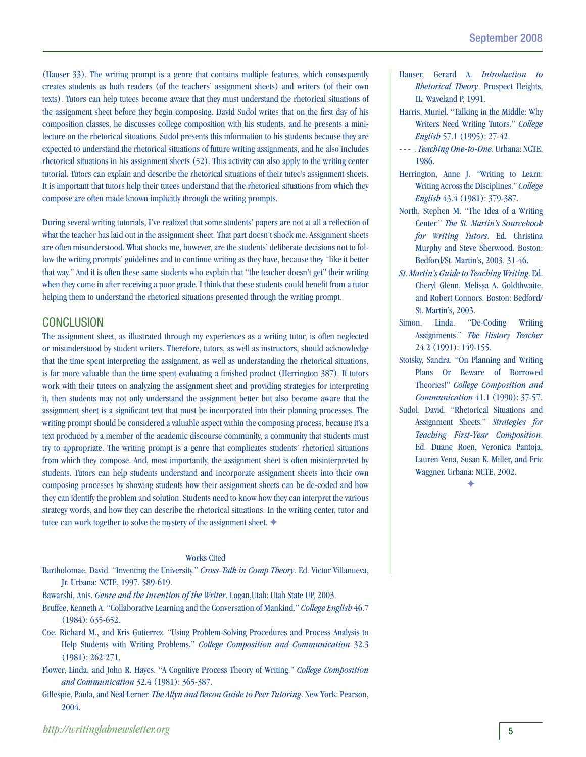(Hauser 33). The writing prompt is a genre that contains multiple features, which consequently creates students as both readers (of the teachers' assignment sheets) and writers (of their own texts). Tutors can help tutees become aware that they must understand the rhetorical situations of the assignment sheet before they begin composing. David Sudol writes that on the first day of his composition classes, he discusses college composition with his students, and he presents a mini-lecture on the rhetorical situations. Sudol presents this information to his students because they are expected to understand the rhetorical situations of future writing assignments, and he also includes rhetorical situations in his assignment sheets (52). This activity can also apply to the writing center tutorial. Tutors can explain and describe the rhetorical situations of their tutee's assignment sheets. It is important that tutors help their tutees understand that the rhetorical situations from which they compose are often made known implicitly through the writing prompts.

During several writing tutorials, I've realized that some students' papers are not at all a reflection of what the teacher has laid out in the assignment sheet. That part doesn't shock me. Assignment sheets are often misunderstood. What shocks me, however, are the students' deliberate decisions not to follow the writing prompts' guidelines and to continue writing as they have, because they "like it better that way." And it is often these same students who explain that "the teacher doesn't get" their writing when they come in after receiving a poor grade. I think that these students could benefit from a tutor helping them to understand the rhetorical situations presented through the writing prompt.

## CONCLUSION

The assignment sheet, as illustrated through my experiences as a writing tutor, is often neglected or misunderstood by student writers. Therefore, tutors, as well as instructors, should acknowledge that the time spent interpreting the assignment, as well as understanding the rhetorical situations, is far more valuable than the time spent evaluating a finished product (Herrington 387). If tutors work with their tutees on analyzing the assignment sheet and providing strategies for interpreting it, then students may not only understand the assignment better but also become aware that the assignment sheet is a significant text that must be incorporated into their planning processes. The writing prompt should be considered a valuable aspect within the composing process, because it's a text produced by a member of the academic discourse community, a community that students must try to appropriate. The writing prompt is a genre that complicates students' rhetorical situations from which they compose. And, most importantly, the assignment sheet is often misinterpreted by students. Tutors can help students understand and incorporate assignment sheets into their own composing processes by showing students how their assignment sheets can be de-coded and how they can identify the problem and solution. Students need to know how they can interpret the various strategy words, and how they can describe the rhetorical situations. In the writing center, tutor and tutee can work together to solve the mystery of the assignment sheet. ✦

Works Cited

Bartholomae, David. "Inventing the University." *Cross-Talk in Comp Theory*. Ed. Victor Villanueva, Jr. Urbana: NCTE, 1997. 589-619.

Bawarshi, Anis. *Genre and the Invention of the Writer*. Logan,Utah: Utah State UP, 2003.

Bruffee, Kenneth A. "Collaborative Learning and the Conversation of Mankind." *College English* 46.7 (1984): 635-652.

Coe, Richard M., and Kris Gutierrez. "Using Problem-Solving Procedures and Process Analysis to Help Students with Writing Problems." *College Composition and Communication* 32.3 (1981): 262-271.

Flower, Linda, and John R. Hayes. "A Cognitive Process Theory of Writing." *College Composition and Communication* 32.4 (1981): 365-387.

Gillespie, Paula, and Neal Lerner. *The Allyn and Bacon Guide to Peer Tutoring*. New York: Pearson, 2004.

Hauser, Gerard A. *Introduction to Rhetorical Theory*. Prospect Heights, IL: Waveland P, 1991.

Harris, Muriel. "Talking in the Middle: Why Writers Need Writing Tutors." *College English* 57.1 (1995): 27-42.

- - - . *Teaching One-to-One*. Urbana: NCTE, 1986.

Herrington, Anne J. "Writing to Learn: Writing Across the Disciplines." *College English* 43.4 (1981): 379-387.

North, Stephen M. "The Idea of a Writing Center." *The St. Martin's Sourcebook for Writing Tutors*. Ed. Christina Murphy and Steve Sherwood. Boston: Bedford/St. Martin's, 2003. 31-46.

*St. Martin's Guide to Teaching Writing*. Ed. Cheryl Glenn, Melissa A. Goldthwaite, and Robert Connors. Boston: Bedford/St. Martin's, 2003.

Simon, Linda. "De-Coding Writing Assignments." *The History Teacher* 24.2 (1991): 149-155.

Stotsky, Sandra. "On Planning and Writing Plans Or Beware of Borrowed Theories!" *College Composition and Communication* 41.1 (1990): 37-57.

Sudol, David. "Rhetorical Situations and Assignment Sheets." *Strategies for Teaching First-Year Composition*. Ed. Duane Roen, Veronica Pantoja, Lauren Vena, Susan K. Miller, and Eric Waggner. Urbana: NCTE, 2002.

✦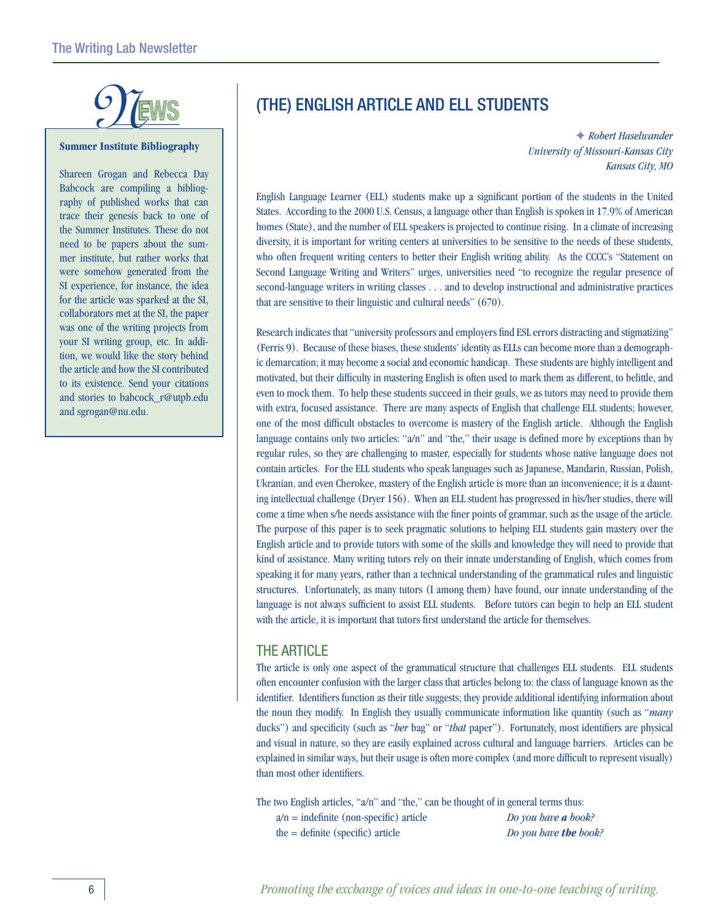## NEWS

**Summer Institute Bibliography**

Shareen Grogan and Rebecca Day Babcock are compiling a bibliography of published works that can trace their genesis back to one of the Summer Institutes. These do not need to be papers about the summer institute, but rather works that were somehow generated from the SI experience, for instance, the idea for the article was sparked at the SI, collaborators met at the SI, the paper was one of the writing projects from your SI writing group, etc. In addition, we would like the story behind the article and how the SI contributed to its existence. Send your citations and stories to babcock_r@utpb.edu and sgrogan@nu.edu.

# (THE) ENGLISH ARTICLE AND ELL STUDENTS

*✦ Robert Haselwander*
*University of Missouri-Kansas City*
*Kansas City, MO*

English Language Learner (ELL) students make up a significant portion of the students in the United States. According to the 2000 U.S. Census, a language other than English is spoken in 17.9% of American homes (State), and the number of ELL speakers is projected to continue rising. In a climate of increasing diversity, it is important for writing centers at universities to be sensitive to the needs of these students, who often frequent writing centers to better their English writing ability. As the CCCC's "Statement on Second Language Writing and Writers" urges, universities need "to recognize the regular presence of second-language writers in writing classes . . . and to develop instructional and administrative practices that are sensitive to their linguistic and cultural needs" (670).

Research indicates that "university professors and employers find ESL errors distracting and stigmatizing" (Ferris 9). Because of these biases, these students' identity as ELLs can become more than a demographic demarcation; it may become a social and economic handicap. These students are highly intelligent and motivated, but their difficulty in mastering English is often used to mark them as different, to belittle, and even to mock them. To help these students succeed in their goals, we as tutors may need to provide them with extra, focused assistance. There are many aspects of English that challenge ELL students; however, one of the most difficult obstacles to overcome is mastery of the English article. Although the English language contains only two articles: "a/n" and "the," their usage is defined more by exceptions than by regular rules, so they are challenging to master, especially for students whose native language does not contain articles. For the ELL students who speak languages such as Japanese, Mandarin, Russian, Polish, Ukranian, and even Cherokee, mastery of the English article is more than an inconvenience; it is a daunting intellectual challenge (Dryer 156). When an ELL student has progressed in his/her studies, there will come a time when s/he needs assistance with the finer points of grammar, such as the usage of the article. The purpose of this paper is to seek pragmatic solutions to helping ELL students gain mastery over the English article and to provide tutors with some of the skills and knowledge they will need to provide that kind of assistance. Many writing tutors rely on their innate understanding of English, which comes from speaking it for many years, rather than a technical understanding of the grammatical rules and linguistic structures. Unfortunately, as many tutors (I among them) have found, our innate understanding of the language is not always sufficient to assist ELL students. Before tutors can begin to help an ELL student with the article, it is important that tutors first understand the article for themselves.

## THE ARTICLE

The article is only one aspect of the grammatical structure that challenges ELL students. ELL students often encounter confusion with the larger class that articles belong to: the class of language known as the identifier. Identifiers function as their title suggests; they provide additional identifying information about the noun they modify. In English they usually communicate information like quantity (such as "*many* ducks") and specificity (such as "*her* bag" or "*that* paper"). Fortunately, most identifiers are physical and visual in nature, so they are easily explained across cultural and language barriers. Articles can be explained in similar ways, but their usage is often more complex (and more difficult to represent visually) than most other identifiers.

The two English articles, "a/n" and "the," can be thought of in general terms thus:

a/n = indefinite (non-specific) article — *Do you have* ***a*** *book?*
the = definite (specific) article — *Do you have* ***the*** *book?*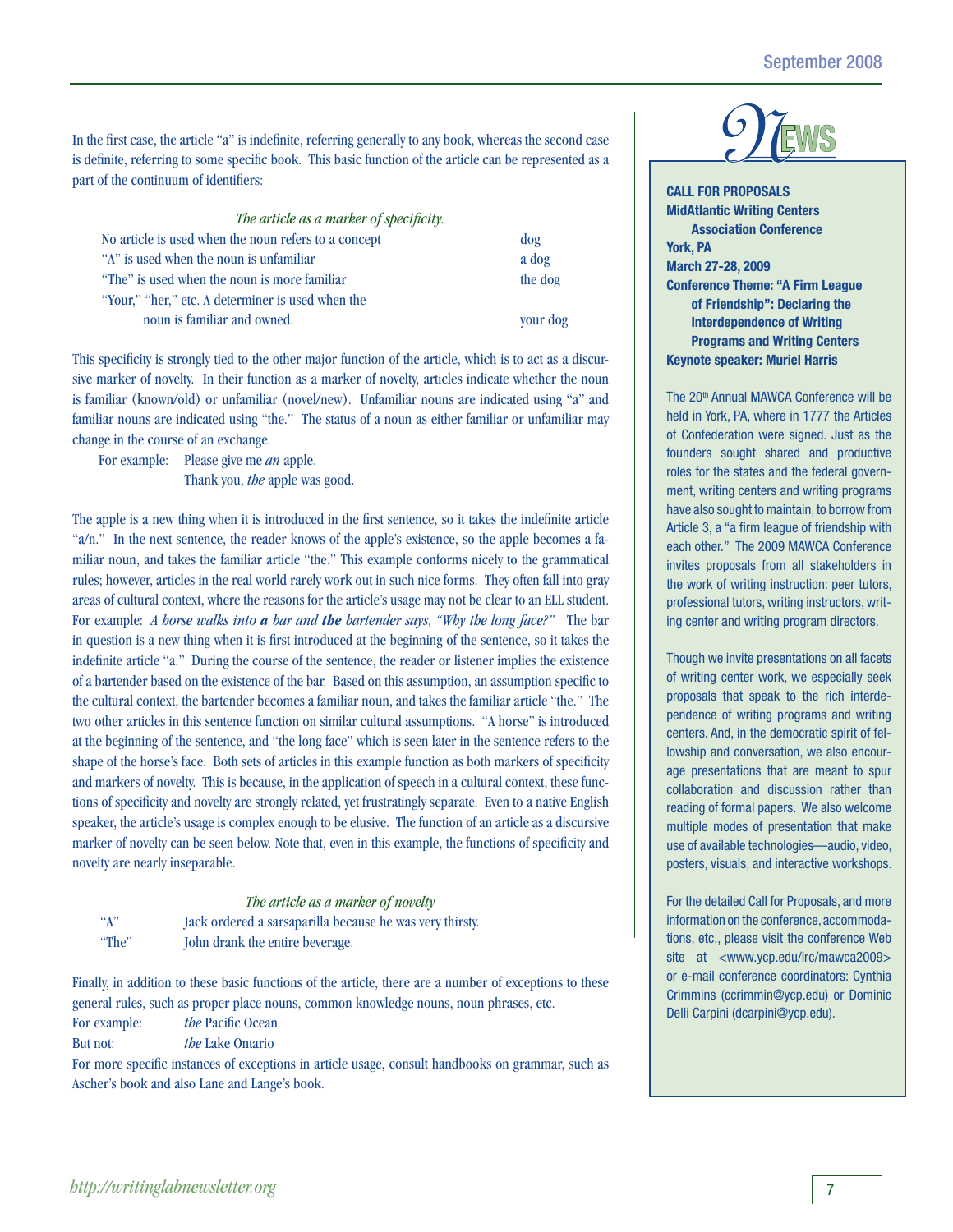In the first case, the article "a" is indefinite, referring generally to any book, whereas the second case is definite, referring to some specific book. This basic function of the article can be represented as a part of the continuum of identifiers:

*The article as a marker of specificity.*

| | |
|---|---|
| No article is used when the noun refers to a concept | dog |
| "A" is used when the noun is unfamiliar | a dog |
| "The" is used when the noun is more familiar | the dog |
| "Your," "her," etc. A determiner is used when the noun is familiar and owned. | your dog |

This specificity is strongly tied to the other major function of the article, which is to act as a discursive marker of novelty. In their function as a marker of novelty, articles indicate whether the noun is familiar (known/old) or unfamiliar (novel/new). Unfamiliar nouns are indicated using "a" and familiar nouns are indicated using "the." The status of a noun as either familiar or unfamiliar may change in the course of an exchange.

For example: Please give me *an* apple.
Thank you, *the* apple was good.

The apple is a new thing when it is introduced in the first sentence, so it takes the indefinite article "a/n." In the next sentence, the reader knows of the apple's existence, so the apple becomes a familiar noun, and takes the familiar article "the." This example conforms nicely to the grammatical rules; however, articles in the real world rarely work out in such nice forms. They often fall into gray areas of cultural context, where the reasons for the article's usage may not be clear to an ELL student. For example: *A horse walks into* ***a*** *bar and* ***the*** *bartender says, "Why the long face?"* The bar in question is a new thing when it is first introduced at the beginning of the sentence, so it takes the indefinite article "a." During the course of the sentence, the reader or listener implies the existence of a bartender based on the existence of the bar. Based on this assumption, an assumption specific to the cultural context, the bartender becomes a familiar noun, and takes the familiar article "the." The two other articles in this sentence function on similar cultural assumptions. "A horse" is introduced at the beginning of the sentence, and "the long face" which is seen later in the sentence refers to the shape of the horse's face. Both sets of articles in this example function as both markers of specificity and markers of novelty. This is because, in the application of speech in a cultural context, these functions of specificity and novelty are strongly related, yet frustratingly separate. Even to a native English speaker, the article's usage is complex enough to be elusive. The function of an article as a discursive marker of novelty can be seen below. Note that, even in this example, the functions of specificity and novelty are nearly inseparable.

*The article as a marker of novelty*

| | |
|---|---|
| "A" | Jack ordered a sarsaparilla because he was very thirsty. |
| "The" | John drank the entire beverage. |

Finally, in addition to these basic functions of the article, there are a number of exceptions to these general rules, such as proper place nouns, common knowledge nouns, noun phrases, etc.

For example: *the* Pacific Ocean
But not: *the* Lake Ontario

For more specific instances of exceptions in article usage, consult handbooks on grammar, such as Ascher's book and also Lane and Lange's book.

## NEWS

**CALL FOR PROPOSALS**
**MidAtlantic Writing Centers Association Conference**
**York, PA**
**March 27-28, 2009**
**Conference Theme: "A Firm League of Friendship": Declaring the Interdependence of Writing Programs and Writing Centers**
**Keynote speaker: Muriel Harris**

The 20th Annual MAWCA Conference will be held in York, PA, where in 1777 the Articles of Confederation were signed. Just as the founders sought shared and productive roles for the states and the federal government, writing centers and writing programs have also sought to maintain, to borrow from Article 3, a "a firm league of friendship with each other." The 2009 MAWCA Conference invites proposals from all stakeholders in the work of writing instruction: peer tutors, professional tutors, writing instructors, writing center and writing program directors.

Though we invite presentations on all facets of writing center work, we especially seek proposals that speak to the rich interdependence of writing programs and writing centers. And, in the democratic spirit of fellowship and conversation, we also encourage presentations that are meant to spur collaboration and discussion rather than reading of formal papers. We also welcome multiple modes of presentation that make use of available technologies—audio, video, posters, visuals, and interactive workshops.

For the detailed Call for Proposals, and more information on the conference, accommodations, etc., please visit the conference Web site at <www.ycp.edu/lrc/mawca2009> or e-mail conference coordinators: Cynthia Crimmins (ccrimmin@ycp.edu) or Dominic Delli Carpini (dcarpini@ycp.edu).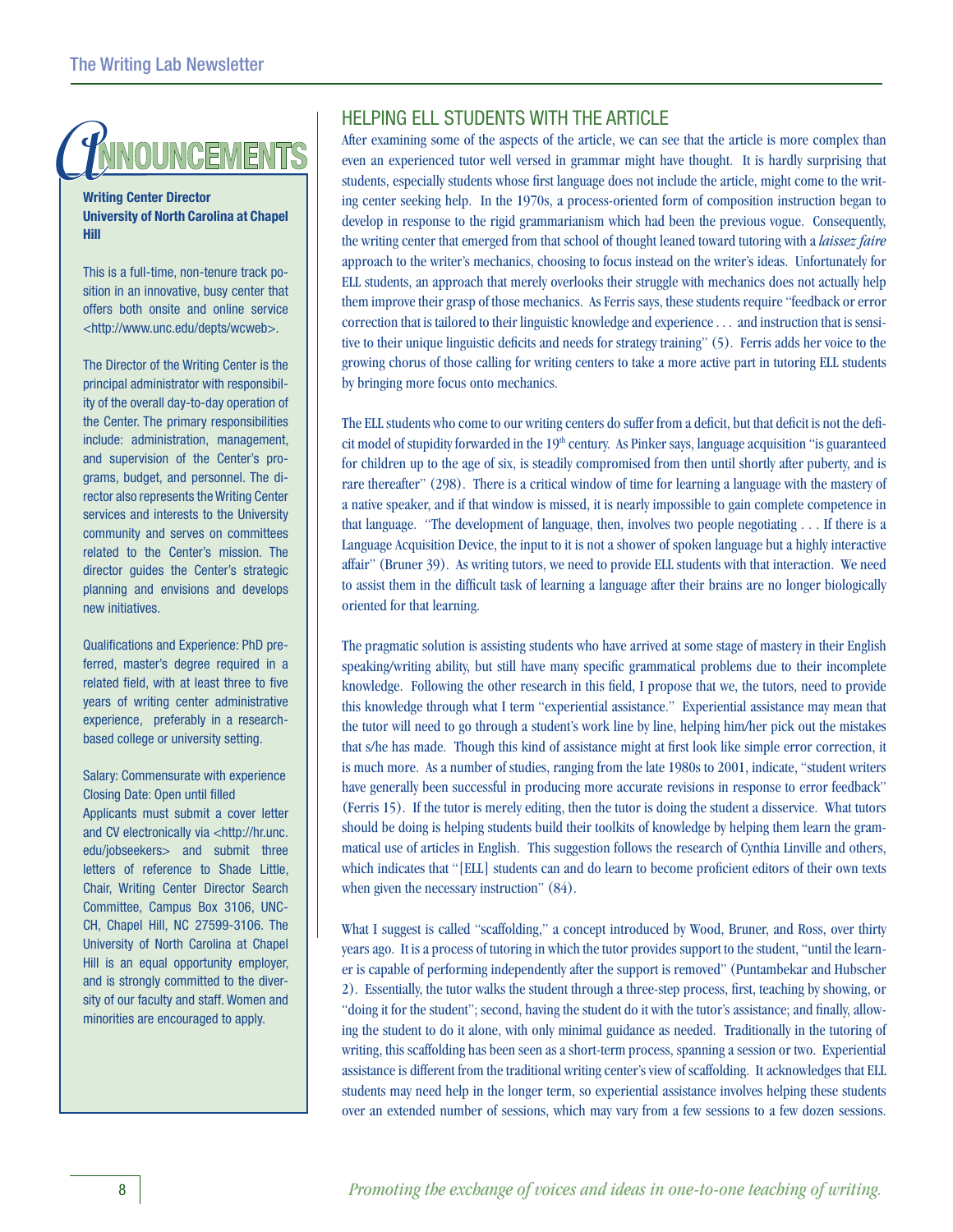# Announcements

**Writing Center Director**
**University of North Carolina at Chapel Hill**

This is a full-time, non-tenure track position in an innovative, busy center that offers both onsite and online service <http://www.unc.edu/depts/wcweb>.

The Director of the Writing Center is the principal administrator with responsibility of the overall day-to-day operation of the Center. The primary responsibilities include: administration, management, and supervision of the Center's programs, budget, and personnel. The director also represents the Writing Center services and interests to the University community and serves on committees related to the Center's mission. The director guides the Center's strategic planning and envisions and develops new initiatives.

Qualifications and Experience: PhD preferred, master's degree required in a related field, with at least three to five years of writing center administrative experience, preferably in a research-based college or university setting.

Salary: Commensurate with experience
Closing Date: Open until filled
Applicants must submit a cover letter and CV electronically via <http://hr.unc.edu/jobseekers> and submit three letters of reference to Shade Little, Chair, Writing Center Director Search Committee, Campus Box 3106, UNC-CH, Chapel Hill, NC 27599-3106. The University of North Carolina at Chapel Hill is an equal opportunity employer, and is strongly committed to the diversity of our faculty and staff. Women and minorities are encouraged to apply.

## Helping ELL Students with the Article

After examining some of the aspects of the article, we can see that the article is more complex than even an experienced tutor well versed in grammar might have thought. It is hardly surprising that students, especially students whose first language does not include the article, might come to the writing center seeking help. In the 1970s, a process-oriented form of composition instruction began to develop in response to the rigid grammarianism which had been the previous vogue. Consequently, the writing center that emerged from that school of thought leaned toward tutoring with a *laissez faire* approach to the writer's mechanics, choosing to focus instead on the writer's ideas. Unfortunately for ELL students, an approach that merely overlooks their struggle with mechanics does not actually help them improve their grasp of those mechanics. As Ferris says, these students require "feedback or error correction that is tailored to their linguistic knowledge and experience . . . and instruction that is sensitive to their unique linguistic deficits and needs for strategy training" (5). Ferris adds her voice to the growing chorus of those calling for writing centers to take a more active part in tutoring ELL students by bringing more focus onto mechanics.

The ELL students who come to our writing centers do suffer from a deficit, but that deficit is not the deficit model of stupidity forwarded in the 19th century. As Pinker says, language acquisition "is guaranteed for children up to the age of six, is steadily compromised from then until shortly after puberty, and is rare thereafter" (298). There is a critical window of time for learning a language with the mastery of a native speaker, and if that window is missed, it is nearly impossible to gain complete competence in that language. "The development of language, then, involves two people negotiating . . . If there is a Language Acquisition Device, the input to it is not a shower of spoken language but a highly interactive affair" (Bruner 39). As writing tutors, we need to provide ELL students with that interaction. We need to assist them in the difficult task of learning a language after their brains are no longer biologically oriented for that learning.

The pragmatic solution is assisting students who have arrived at some stage of mastery in their English speaking/writing ability, but still have many specific grammatical problems due to their incomplete knowledge. Following the other research in this field, I propose that we, the tutors, need to provide this knowledge through what I term "experiential assistance." Experiential assistance may mean that the tutor will need to go through a student's work line by line, helping him/her pick out the mistakes that s/he has made. Though this kind of assistance might at first look like simple error correction, it is much more. As a number of studies, ranging from the late 1980s to 2001, indicate, "student writers have generally been successful in producing more accurate revisions in response to error feedback" (Ferris 15). If the tutor is merely editing, then the tutor is doing the student a disservice. What tutors should be doing is helping students build their toolkits of knowledge by helping them learn the grammatical use of articles in English. This suggestion follows the research of Cynthia Linville and others, which indicates that "[ELL] students can and do learn to become proficient editors of their own texts when given the necessary instruction" (84).

What I suggest is called "scaffolding," a concept introduced by Wood, Bruner, and Ross, over thirty years ago. It is a process of tutoring in which the tutor provides support to the student, "until the learner is capable of performing independently after the support is removed" (Puntambekar and Hubscher 2). Essentially, the tutor walks the student through a three-step process, first, teaching by showing, or "doing it for the student"; second, having the student do it with the tutor's assistance; and finally, allowing the student to do it alone, with only minimal guidance as needed. Traditionally in the tutoring of writing, this scaffolding has been seen as a short-term process, spanning a session or two. Experiential assistance is different from the traditional writing center's view of scaffolding. It acknowledges that ELL students may need help in the longer term, so experiential assistance involves helping these students over an extended number of sessions, which may vary from a few sessions to a few dozen sessions.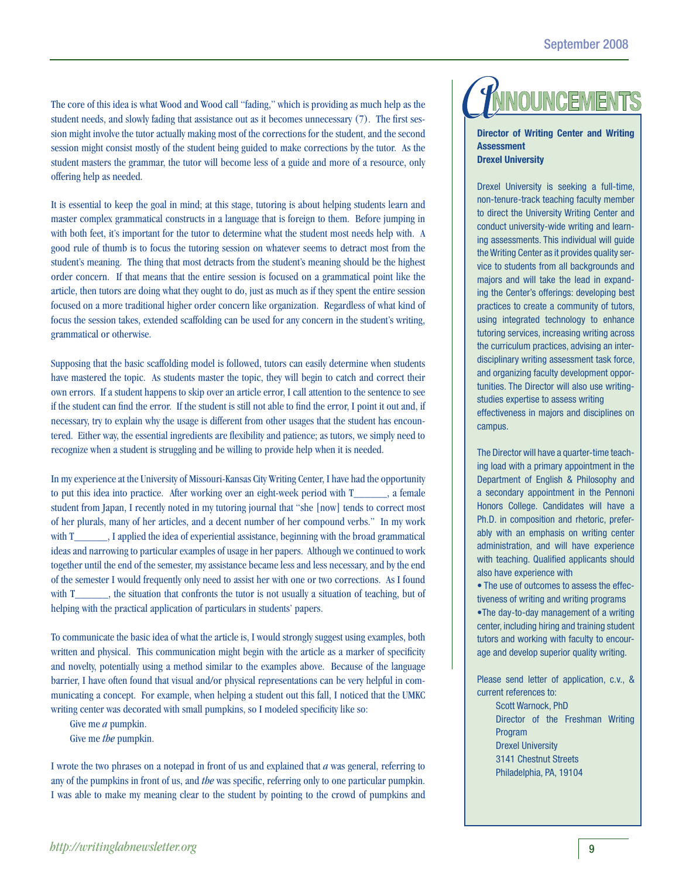The core of this idea is what Wood and Wood call "fading," which is providing as much help as the student needs, and slowly fading that assistance out as it becomes unnecessary (7). The first session might involve the tutor actually making most of the corrections for the student, and the second session might consist mostly of the student being guided to make corrections by the tutor. As the student masters the grammar, the tutor will become less of a guide and more of a resource, only offering help as needed.

It is essential to keep the goal in mind; at this stage, tutoring is about helping students learn and master complex grammatical constructs in a language that is foreign to them. Before jumping in with both feet, it's important for the tutor to determine what the student most needs help with. A good rule of thumb is to focus the tutoring session on whatever seems to detract most from the student's meaning. The thing that most detracts from the student's meaning should be the highest order concern. If that means that the entire session is focused on a grammatical point like the article, then tutors are doing what they ought to do, just as much as if they spent the entire session focused on a more traditional higher order concern like organization. Regardless of what kind of focus the session takes, extended scaffolding can be used for any concern in the student's writing, grammatical or otherwise.

Supposing that the basic scaffolding model is followed, tutors can easily determine when students have mastered the topic. As students master the topic, they will begin to catch and correct their own errors. If a student happens to skip over an article error, I call attention to the sentence to see if the student can find the error. If the student is still not able to find the error, I point it out and, if necessary, try to explain why the usage is different from other usages that the student has encountered. Either way, the essential ingredients are flexibility and patience; as tutors, we simply need to recognize when a student is struggling and be willing to provide help when it is needed.

In my experience at the University of Missouri-Kansas City Writing Center, I have had the opportunity to put this idea into practice. After working over an eight-week period with T_______, a female student from Japan, I recently noted in my tutoring journal that "she [now] tends to correct most of her plurals, many of her articles, and a decent number of her compound verbs." In my work with T_______, I applied the idea of experiential assistance, beginning with the broad grammatical ideas and narrowing to particular examples of usage in her papers. Although we continued to work together until the end of the semester, my assistance became less and less necessary, and by the end of the semester I would frequently only need to assist her with one or two corrections. As I found with T_______, the situation that confronts the tutor is not usually a situation of teaching, but of helping with the practical application of particulars in students' papers.

To communicate the basic idea of what the article is, I would strongly suggest using examples, both written and physical. This communication might begin with the article as a marker of specificity and novelty, potentially using a method similar to the examples above. Because of the language barrier, I have often found that visual and/or physical representations can be very helpful in communicating a concept. For example, when helping a student out this fall, I noticed that the UMKC writing center was decorated with small pumpkins, so I modeled specificity like so:

Give me ***a*** pumpkin.
Give me ***the*** pumpkin.

I wrote the two phrases on a notepad in front of us and explained that ***a*** was general, referring to any of the pumpkins in front of us, and ***the*** was specific, referring only to one particular pumpkin. I was able to make my meaning clear to the student by pointing to the crowd of pumpkins and

# Announcements

**Director of Writing Center and Writing Assessment**
**Drexel University**

Drexel University is seeking a full-time, non-tenure-track teaching faculty member to direct the University Writing Center and conduct university-wide writing and learning assessments. This individual will guide the Writing Center as it provides quality service to students from all backgrounds and majors and will take the lead in expanding the Center's offerings: developing best practices to create a community of tutors, using integrated technology to enhance tutoring services, increasing writing across the curriculum practices, advising an interdisciplinary writing assessment task force, and organizing faculty development opportunities. The Director will also use writing-studies expertise to assess writing effectiveness in majors and disciplines on campus.

The Director will have a quarter-time teaching load with a primary appointment in the Department of English & Philosophy and a secondary appointment in the Pennoni Honors College. Candidates will have a Ph.D. in composition and rhetoric, preferably with an emphasis on writing center administration, and will have experience with teaching. Qualified applicants should also have experience with

- The use of outcomes to assess the effectiveness of writing and writing programs
- The day-to-day management of a writing center, including hiring and training student tutors and working with faculty to encourage and develop superior quality writing.

Please send letter of application, c.v., & current references to:

Scott Warnock, PhD
Director of the Freshman Writing Program
Drexel University
3141 Chestnut Streets
Philadelphia, PA, 19104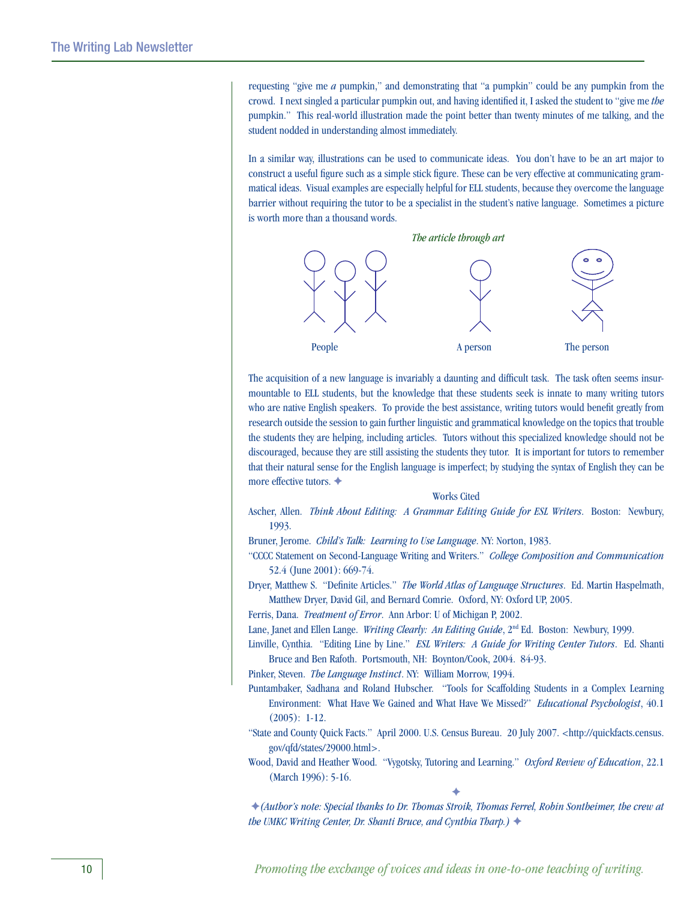requesting "give me *a* pumpkin," and demonstrating that "a pumpkin" could be any pumpkin from the crowd. I next singled a particular pumpkin out, and having identified it, I asked the student to "give me *the* pumpkin." This real-world illustration made the point better than twenty minutes of me talking, and the student nodded in understanding almost immediately.

In a similar way, illustrations can be used to communicate ideas. You don't have to be an art major to construct a useful figure such as a simple stick figure. These can be very effective at communicating grammatical ideas. Visual examples are especially helpful for ELL students, because they overcome the language barrier without requiring the tutor to be a specialist in the student's native language. Sometimes a picture is worth more than a thousand words.

*The article through art*

People — A person — The person

The acquisition of a new language is invariably a daunting and difficult task. The task often seems insurmountable to ELL students, but the knowledge that these students seek is innate to many writing tutors who are native English speakers. To provide the best assistance, writing tutors would benefit greatly from research outside the session to gain further linguistic and grammatical knowledge on the topics that trouble the students they are helping, including articles. Tutors without this specialized knowledge should not be discouraged, because they are still assisting the students they tutor. It is important for tutors to remember that their natural sense for the English language is imperfect; by studying the syntax of English they can be more effective tutors. ✦

## Works Cited

Ascher, Allen. *Think About Editing: A Grammar Editing Guide for ESL Writers*. Boston: Newbury, 1993.

Bruner, Jerome. *Child's Talk: Learning to Use Language*. NY: Norton, 1983.

"CCCC Statement on Second-Language Writing and Writers." *College Composition and Communication* 52.4 (June 2001): 669-74.

Dryer, Matthew S. "Definite Articles." *The World Atlas of Language Structures*. Ed. Martin Haspelmath, Matthew Dryer, David Gil, and Bernard Comrie. Oxford, NY: Oxford UP, 2005.

Ferris, Dana. *Treatment of Error*. Ann Arbor: U of Michigan P, 2002.

Lane, Janet and Ellen Lange. *Writing Clearly: An Editing Guide*, 2nd Ed. Boston: Newbury, 1999.

Linville, Cynthia. "Editing Line by Line." *ESL Writers: A Guide for Writing Center Tutors*. Ed. Shanti Bruce and Ben Rafoth. Portsmouth, NH: Boynton/Cook, 2004. 84-93.

Pinker, Steven. *The Language Instinct*. NY: William Morrow, 1994.

Puntambaker, Sadhana and Roland Hubscher. "Tools for Scaffolding Students in a Complex Learning Environment: What Have We Gained and What Have We Missed?" *Educational Psychologist*, 40.1 (2005): 1-12.

"State and County Quick Facts." April 2000. U.S. Census Bureau. 20 July 2007. <http://quickfacts.census.gov/qfd/states/29000.html>.

Wood, David and Heather Wood. "Vygotsky, Tutoring and Learning." *Oxford Review of Education*, 22.1 (March 1996): 5-16.

✦

✦*(Author's note: Special thanks to Dr. Thomas Stroik, Thomas Ferrel, Robin Sontheimer, the crew at the UMKC Writing Center, Dr. Shanti Bruce, and Cynthia Tharp.)* ✦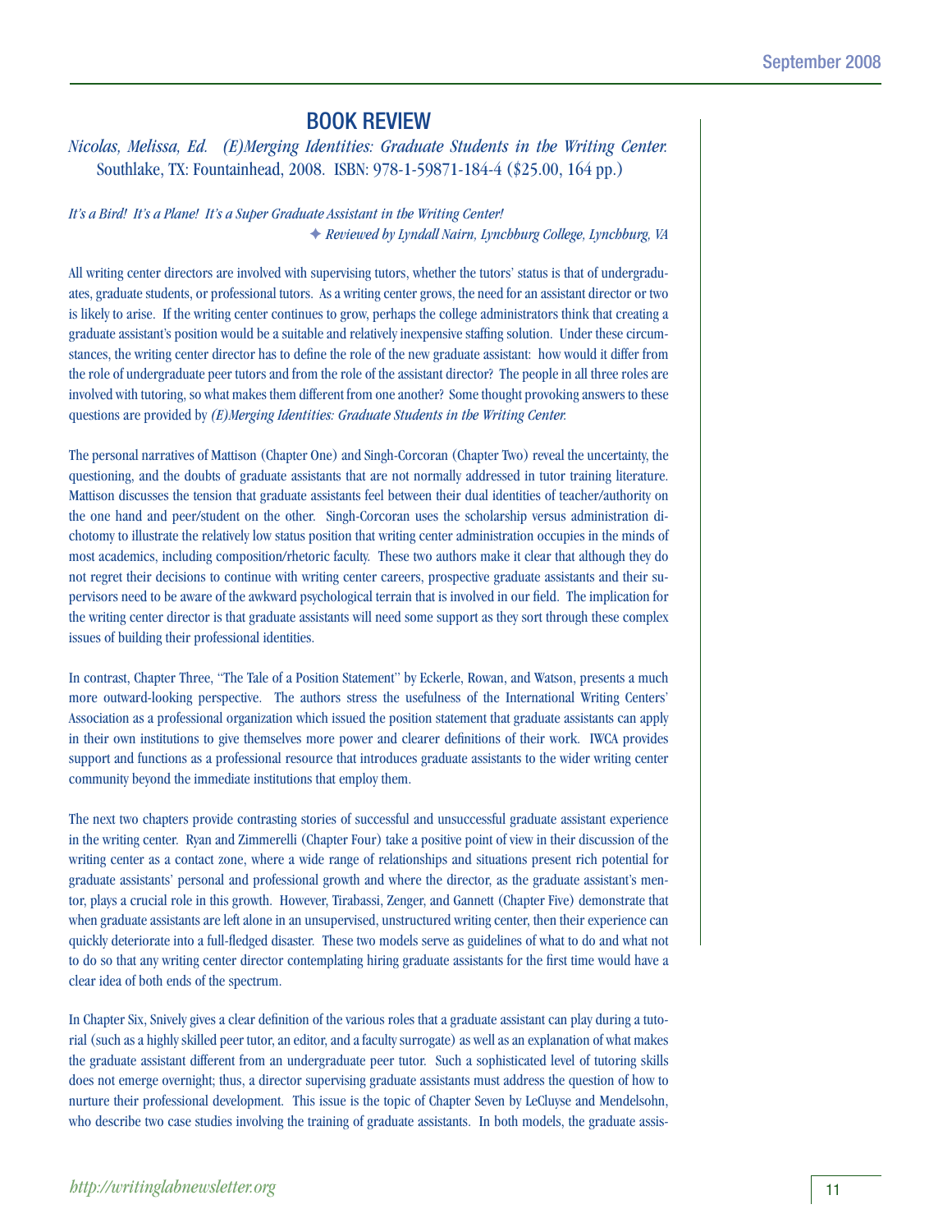## BOOK REVIEW

*Nicolas, Melissa, Ed. (E)Merging Identities: Graduate Students in the Writing Center.* Southlake, TX: Fountainhead, 2008. ISBN: 978-1-59871-184-4 ($25.00, 164 pp.)

*It's a Bird! It's a Plane! It's a Super Graduate Assistant in the Writing Center!*

✦ *Reviewed by Lyndall Nairn, Lynchburg College, Lynchburg, VA*

All writing center directors are involved with supervising tutors, whether the tutors' status is that of undergraduates, graduate students, or professional tutors. As a writing center grows, the need for an assistant director or two is likely to arise. If the writing center continues to grow, perhaps the college administrators think that creating a graduate assistant's position would be a suitable and relatively inexpensive staffing solution. Under these circumstances, the writing center director has to define the role of the new graduate assistant: how would it differ from the role of undergraduate peer tutors and from the role of the assistant director? The people in all three roles are involved with tutoring, so what makes them different from one another? Some thought provoking answers to these questions are provided by *(E)Merging Identities: Graduate Students in the Writing Center.*

The personal narratives of Mattison (Chapter One) and Singh-Corcoran (Chapter Two) reveal the uncertainty, the questioning, and the doubts of graduate assistants that are not normally addressed in tutor training literature. Mattison discusses the tension that graduate assistants feel between their dual identities of teacher/authority on the one hand and peer/student on the other. Singh-Corcoran uses the scholarship versus administration dichotomy to illustrate the relatively low status position that writing center administration occupies in the minds of most academics, including composition/rhetoric faculty. These two authors make it clear that although they do not regret their decisions to continue with writing center careers, prospective graduate assistants and their supervisors need to be aware of the awkward psychological terrain that is involved in our field. The implication for the writing center director is that graduate assistants will need some support as they sort through these complex issues of building their professional identities.

In contrast, Chapter Three, "The Tale of a Position Statement" by Eckerle, Rowan, and Watson, presents a much more outward-looking perspective. The authors stress the usefulness of the International Writing Centers' Association as a professional organization which issued the position statement that graduate assistants can apply in their own institutions to give themselves more power and clearer definitions of their work. IWCA provides support and functions as a professional resource that introduces graduate assistants to the wider writing center community beyond the immediate institutions that employ them.

The next two chapters provide contrasting stories of successful and unsuccessful graduate assistant experience in the writing center. Ryan and Zimmerelli (Chapter Four) take a positive point of view in their discussion of the writing center as a contact zone, where a wide range of relationships and situations present rich potential for graduate assistants' personal and professional growth and where the director, as the graduate assistant's mentor, plays a crucial role in this growth. However, Tirabassi, Zenger, and Gannett (Chapter Five) demonstrate that when graduate assistants are left alone in an unsupervised, unstructured writing center, then their experience can quickly deteriorate into a full-fledged disaster. These two models serve as guidelines of what to do and what not to do so that any writing center director contemplating hiring graduate assistants for the first time would have a clear idea of both ends of the spectrum.

In Chapter Six, Snively gives a clear definition of the various roles that a graduate assistant can play during a tutorial (such as a highly skilled peer tutor, an editor, and a faculty surrogate) as well as an explanation of what makes the graduate assistant different from an undergraduate peer tutor. Such a sophisticated level of tutoring skills does not emerge overnight; thus, a director supervising graduate assistants must address the question of how to nurture their professional development. This issue is the topic of Chapter Seven by LeCluyse and Mendelsohn, who describe two case studies involving the training of graduate assistants. In both models, the graduate assis-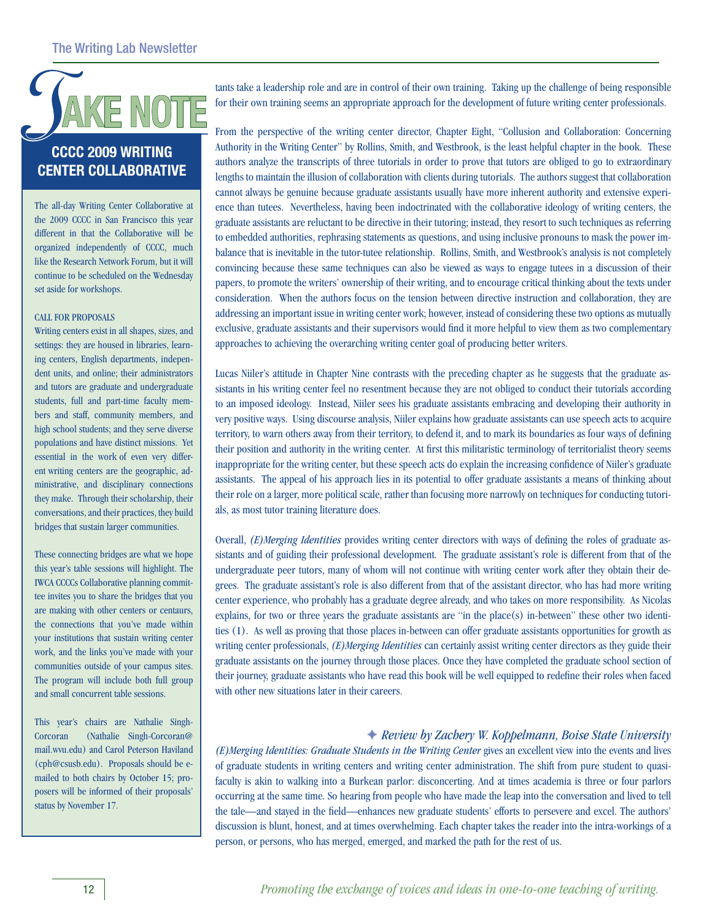tants take a leadership role and are in control of their own training. Taking up the challenge of being responsible for their own training seems an appropriate approach for the development of future writing center professionals.

From the perspective of the writing center director, Chapter Eight, "Collusion and Collaboration: Concerning Authority in the Writing Center" by Rollins, Smith, and Westbrook, is the least helpful chapter in the book. These authors analyze the transcripts of three tutorials in order to prove that tutors are obliged to go to extraordinary lengths to maintain the illusion of collaboration with clients during tutorials. The authors suggest that collaboration cannot always be genuine because graduate assistants usually have more inherent authority and extensive experience than tutees. Nevertheless, having been indoctrinated with the collaborative ideology of writing centers, the graduate assistants are reluctant to be directive in their tutoring; instead, they resort to such techniques as referring to embedded authorities, rephrasing statements as questions, and using inclusive pronouns to mask the power imbalance that is inevitable in the tutor-tutee relationship. Rollins, Smith, and Westbrook's analysis is not completely convincing because these same techniques can also be viewed as ways to engage tutees in a discussion of their papers, to promote the writers' ownership of their writing, and to encourage critical thinking about the texts under consideration. When the authors focus on the tension between directive instruction and collaboration, they are addressing an important issue in writing center work; however, instead of considering these two options as mutually exclusive, graduate assistants and their supervisors would find it more helpful to view them as two complementary approaches to achieving the overarching writing center goal of producing better writers.

Lucas Niiler's attitude in Chapter Nine contrasts with the preceding chapter as he suggests that the graduate assistants in his writing center feel no resentment because they are not obliged to conduct their tutorials according to an imposed ideology. Instead, Niiler sees his graduate assistants embracing and developing their authority in very positive ways. Using discourse analysis, Niiler explains how graduate assistants can use speech acts to acquire territory, to warn others away from their territory, to defend it, and to mark its boundaries as four ways of defining their position and authority in the writing center. At first this militaristic terminology of territorialist theory seems inappropriate for the writing center, but these speech acts do explain the increasing confidence of Niiler's graduate assistants. The appeal of his approach lies in its potential to offer graduate assistants a means of thinking about their role on a larger, more political scale, rather than focusing more narrowly on techniques for conducting tutorials, as most tutor training literature does.

Overall, *(E)Merging Identities* provides writing center directors with ways of defining the roles of graduate assistants and of guiding their professional development. The graduate assistant's role is different from that of the undergraduate peer tutors, many of whom will not continue with writing center work after they obtain their degrees. The graduate assistant's role is also different from that of the assistant director, who has had more writing center experience, who probably has a graduate degree already, and who takes on more responsibility. As Nicolas explains, for two or three years the graduate assistants are "in the place(s) in-between" these other two identities (1). As well as proving that those places in-between can offer graduate assistants opportunities for growth as writing center professionals, *(E)Merging Identities* can certainly assist writing center directors as they guide their graduate assistants on the journey through those places. Once they have completed the graduate school section of their journey, graduate assistants who have read this book will be well equipped to redefine their roles when faced with other new situations later in their careers.

### ✦ *Review by Zachery W. Koppelmann, Boise State University*

*(E)Merging Identities: Graduate Students in the Writing Center* gives an excellent view into the events and lives of graduate students in writing centers and writing center administration. The shift from pure student to quasi-faculty is akin to walking into a Burkean parlor: disconcerting. And at times academia is three or four parlors occurring at the same time. So hearing from people who have made the leap into the conversation and lived to tell the tale—and stayed in the field—enhances new graduate students' efforts to persevere and excel. The authors' discussion is blunt, honest, and at times overwhelming. Each chapter takes the reader into the intra-workings of a person, or persons, who has merged, emerged, and marked the path for the rest of us.

---

## TAKE NOTE

### CCCC 2009 WRITING CENTER COLLABORATIVE

The all-day Writing Center Collaborative at the 2009 CCCC in San Francisco this year different in that the Collaborative will be organized independently of CCCC, much like the Research Network Forum, but it will continue to be scheduled on the Wednesday set aside for workshops.

CALL FOR PROPOSALS

Writing centers exist in all shapes, sizes, and settings: they are housed in libraries, learning centers, English departments, independent units, and online; their administrators and tutors are graduate and undergraduate students, full and part-time faculty members and staff, community members, and high school students; and they serve diverse populations and have distinct missions. Yet essential in the work of even very different writing centers are the geographic, administrative, and disciplinary connections they make. Through their scholarship, their conversations, and their practices, they build bridges that sustain larger communities.

These connecting bridges are what we hope this year's table sessions will highlight. The IWCA CCCCs Collaborative planning committee invites you to share the bridges that you are making with other centers or centaurs, the connections that you've made within your institutions that sustain writing center work, and the links you've made with your communities outside of your campus sites. The program will include both full group and small concurrent table sessions.

This year's chairs are Nathalie Singh-Corcoran (Nathalie Singh-Corcoran@mail.wvu.edu) and Carol Peterson Haviland (cph@csusb.edu). Proposals should be e-mailed to both chairs by October 15; proposers will be informed of their proposals' status by November 17.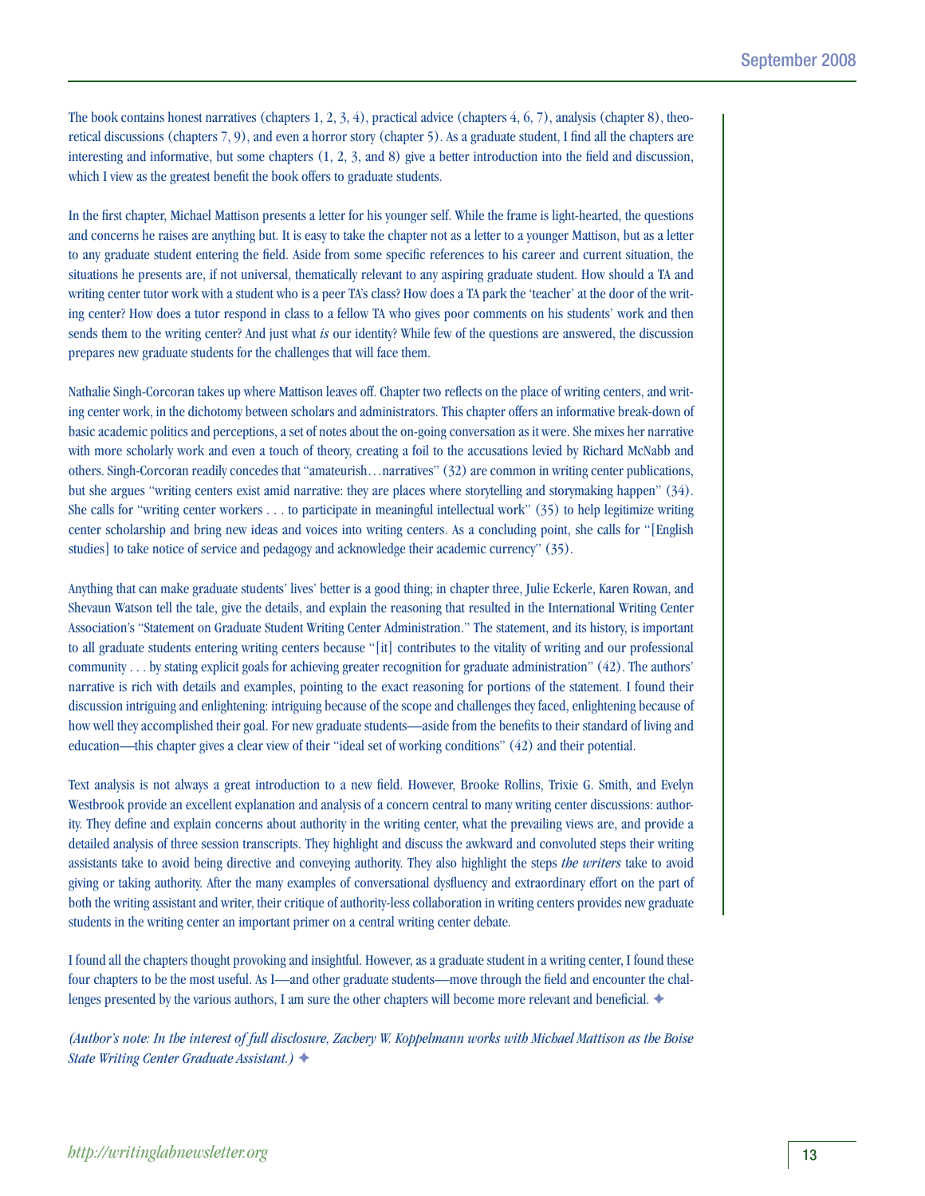The book contains honest narratives (chapters 1, 2, 3, 4), practical advice (chapters 4, 6, 7), analysis (chapter 8), theoretical discussions (chapters 7, 9), and even a horror story (chapter 5). As a graduate student, I find all the chapters are interesting and informative, but some chapters (1, 2, 3, and 8) give a better introduction into the field and discussion, which I view as the greatest benefit the book offers to graduate students.

In the first chapter, Michael Mattison presents a letter for his younger self. While the frame is light-hearted, the questions and concerns he raises are anything but. It is easy to take the chapter not as a letter to a younger Mattison, but as a letter to any graduate student entering the field. Aside from some specific references to his career and current situation, the situations he presents are, if not universal, thematically relevant to any aspiring graduate student. How should a TA and writing center tutor work with a student who is a peer TA's class? How does a TA park the 'teacher' at the door of the writing center? How does a tutor respond in class to a fellow TA who gives poor comments on his students' work and then sends them to the writing center? And just what *is* our identity? While few of the questions are answered, the discussion prepares new graduate students for the challenges that will face them.

Nathalie Singh-Corcoran takes up where Mattison leaves off. Chapter two reflects on the place of writing centers, and writing center work, in the dichotomy between scholars and administrators. This chapter offers an informative break-down of basic academic politics and perceptions, a set of notes about the on-going conversation as it were. She mixes her narrative with more scholarly work and even a touch of theory, creating a foil to the accusations levied by Richard McNabb and others. Singh-Corcoran readily concedes that "amateurish…narratives" (32) are common in writing center publications, but she argues "writing centers exist amid narrative: they are places where storytelling and storymaking happen" (34). She calls for "writing center workers . . . to participate in meaningful intellectual work" (35) to help legitimize writing center scholarship and bring new ideas and voices into writing centers. As a concluding point, she calls for "[English studies] to take notice of service and pedagogy and acknowledge their academic currency" (35).

Anything that can make graduate students' lives' better is a good thing; in chapter three, Julie Eckerle, Karen Rowan, and Shevaun Watson tell the tale, give the details, and explain the reasoning that resulted in the International Writing Center Association's "Statement on Graduate Student Writing Center Administration." The statement, and its history, is important to all graduate students entering writing centers because "[it] contributes to the vitality of writing and our professional community . . . by stating explicit goals for achieving greater recognition for graduate administration" (42). The authors' narrative is rich with details and examples, pointing to the exact reasoning for portions of the statement. I found their discussion intriguing and enlightening: intriguing because of the scope and challenges they faced, enlightening because of how well they accomplished their goal. For new graduate students—aside from the benefits to their standard of living and education—this chapter gives a clear view of their "ideal set of working conditions" (42) and their potential.

Text analysis is not always a great introduction to a new field. However, Brooke Rollins, Trixie G. Smith, and Evelyn Westbrook provide an excellent explanation and analysis of a concern central to many writing center discussions: authority. They define and explain concerns about authority in the writing center, what the prevailing views are, and provide a detailed analysis of three session transcripts. They highlight and discuss the awkward and convoluted steps their writing assistants take to avoid being directive and conveying authority. They also highlight the steps *the writers* take to avoid giving or taking authority. After the many examples of conversational dysfluency and extraordinary effort on the part of both the writing assistant and writer, their critique of authority-less collaboration in writing centers provides new graduate students in the writing center an important primer on a central writing center debate.

I found all the chapters thought provoking and insightful. However, as a graduate student in a writing center, I found these four chapters to be the most useful. As I—and other graduate students—move through the field and encounter the challenges presented by the various authors, I am sure the other chapters will become more relevant and beneficial. ✦

*(Author's note: In the interest of full disclosure, Zachery W. Koppelmann works with Michael Mattison as the Boise State Writing Center Graduate Assistant.)* ✦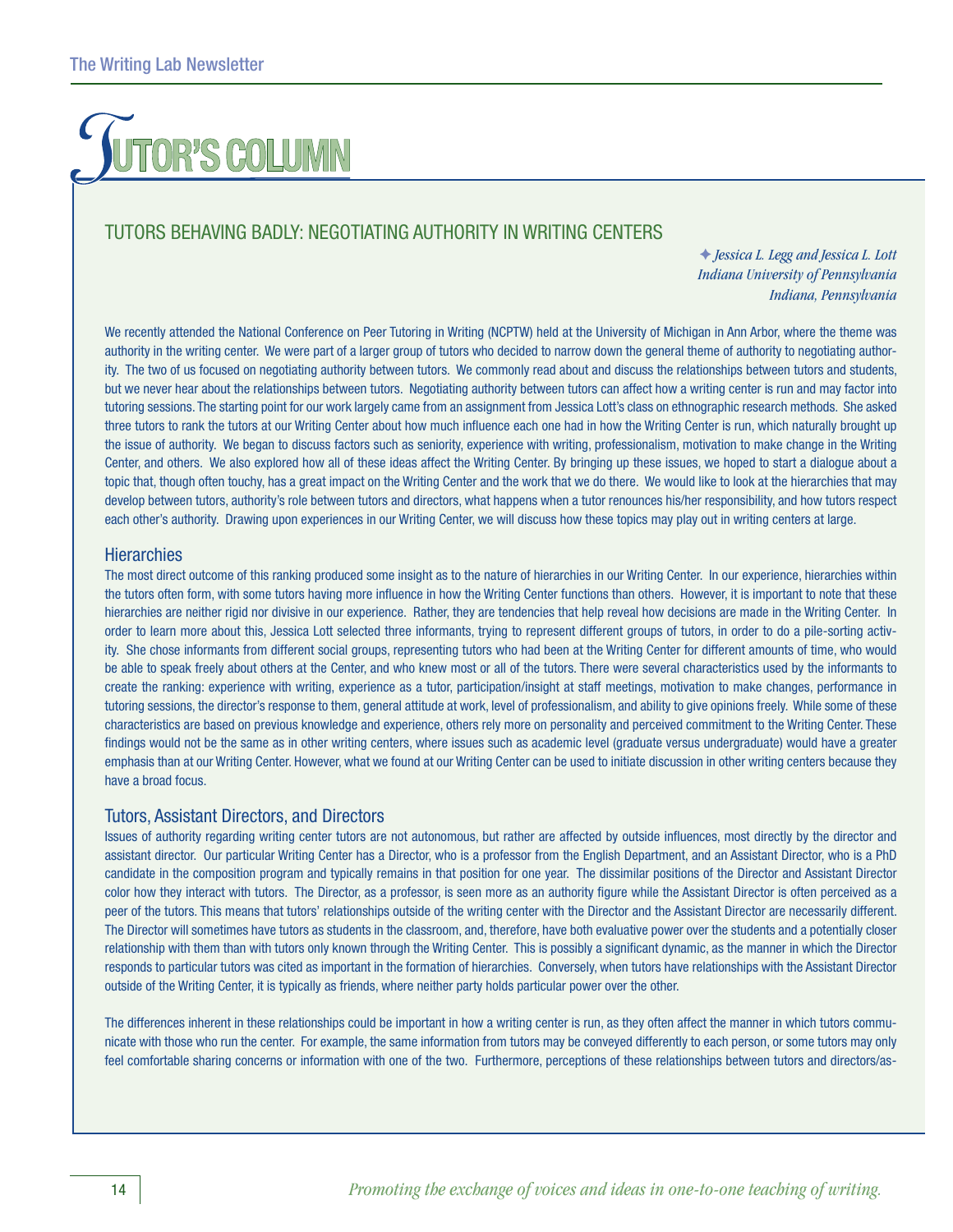# Tutor's Column

## TUTORS BEHAVING BADLY: NEGOTIATING AUTHORITY IN WRITING CENTERS

*✦ Jessica L. Legg and Jessica L. Lott*
*Indiana University of Pennsylvania*
*Indiana, Pennsylvania*

We recently attended the National Conference on Peer Tutoring in Writing (NCPTW) held at the University of Michigan in Ann Arbor, where the theme was authority in the writing center. We were part of a larger group of tutors who decided to narrow down the general theme of authority to negotiating authority. The two of us focused on negotiating authority between tutors. We commonly read about and discuss the relationships between tutors and students, but we never hear about the relationships between tutors. Negotiating authority between tutors can affect how a writing center is run and may factor into tutoring sessions. The starting point for our work largely came from an assignment from Jessica Lott's class on ethnographic research methods. She asked three tutors to rank the tutors at our Writing Center about how much influence each one had in how the Writing Center is run, which naturally brought up the issue of authority. We began to discuss factors such as seniority, experience with writing, professionalism, motivation to make change in the Writing Center, and others. We also explored how all of these ideas affect the Writing Center. By bringing up these issues, we hoped to start a dialogue about a topic that, though often touchy, has a great impact on the Writing Center and the work that we do there. We would like to look at the hierarchies that may develop between tutors, authority's role between tutors and directors, what happens when a tutor renounces his/her responsibility, and how tutors respect each other's authority. Drawing upon experiences in our Writing Center, we will discuss how these topics may play out in writing centers at large.

### Hierarchies

The most direct outcome of this ranking produced some insight as to the nature of hierarchies in our Writing Center. In our experience, hierarchies within the tutors often form, with some tutors having more influence in how the Writing Center functions than others. However, it is important to note that these hierarchies are neither rigid nor divisive in our experience. Rather, they are tendencies that help reveal how decisions are made in the Writing Center. In order to learn more about this, Jessica Lott selected three informants, trying to represent different groups of tutors, in order to do a pile-sorting activity. She chose informants from different social groups, representing tutors who had been at the Writing Center for different amounts of time, who would be able to speak freely about others at the Center, and who knew most or all of the tutors. There were several characteristics used by the informants to create the ranking: experience with writing, experience as a tutor, participation/insight at staff meetings, motivation to make changes, performance in tutoring sessions, the director's response to them, general attitude at work, level of professionalism, and ability to give opinions freely. While some of these characteristics are based on previous knowledge and experience, others rely more on personality and perceived commitment to the Writing Center. These findings would not be the same as in other writing centers, where issues such as academic level (graduate versus undergraduate) would have a greater emphasis than at our Writing Center. However, what we found at our Writing Center can be used to initiate discussion in other writing centers because they have a broad focus.

### Tutors, Assistant Directors, and Directors

Issues of authority regarding writing center tutors are not autonomous, but rather are affected by outside influences, most directly by the director and assistant director. Our particular Writing Center has a Director, who is a professor from the English Department, and an Assistant Director, who is a PhD candidate in the composition program and typically remains in that position for one year. The dissimilar positions of the Director and Assistant Director color how they interact with tutors. The Director, as a professor, is seen more as an authority figure while the Assistant Director is often perceived as a peer of the tutors. This means that tutors' relationships outside of the writing center with the Director and the Assistant Director are necessarily different. The Director will sometimes have tutors as students in the classroom, and, therefore, have both evaluative power over the students and a potentially closer relationship with them than with tutors only known through the Writing Center. This is possibly a significant dynamic, as the manner in which the Director responds to particular tutors was cited as important in the formation of hierarchies. Conversely, when tutors have relationships with the Assistant Director outside of the Writing Center, it is typically as friends, where neither party holds particular power over the other.

The differences inherent in these relationships could be important in how a writing center is run, as they often affect the manner in which tutors communicate with those who run the center. For example, the same information from tutors may be conveyed differently to each person, or some tutors may only feel comfortable sharing concerns or information with one of the two. Furthermore, perceptions of these relationships between tutors and directors/as-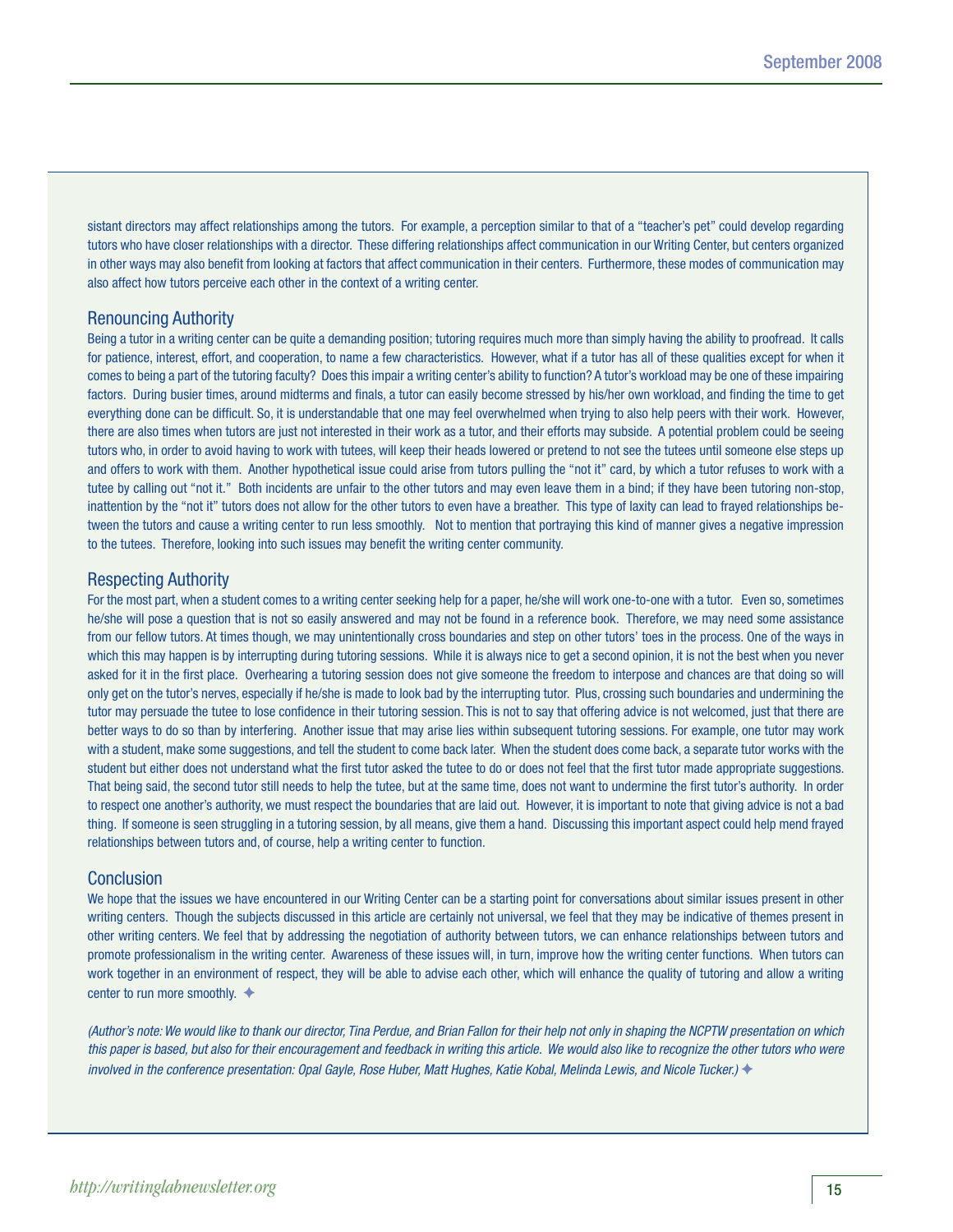sistant directors may affect relationships among the tutors. For example, a perception similar to that of a "teacher's pet" could develop regarding tutors who have closer relationships with a director. These differing relationships affect communication in our Writing Center, but centers organized in other ways may also benefit from looking at factors that affect communication in their centers. Furthermore, these modes of communication may also affect how tutors perceive each other in the context of a writing center.

## Renouncing Authority

Being a tutor in a writing center can be quite a demanding position; tutoring requires much more than simply having the ability to proofread. It calls for patience, interest, effort, and cooperation, to name a few characteristics. However, what if a tutor has all of these qualities except for when it comes to being a part of the tutoring faculty? Does this impair a writing center's ability to function? A tutor's workload may be one of these impairing factors. During busier times, around midterms and finals, a tutor can easily become stressed by his/her own workload, and finding the time to get everything done can be difficult. So, it is understandable that one may feel overwhelmed when trying to also help peers with their work. However, there are also times when tutors are just not interested in their work as a tutor, and their efforts may subside. A potential problem could be seeing tutors who, in order to avoid having to work with tutees, will keep their heads lowered or pretend to not see the tutees until someone else steps up and offers to work with them. Another hypothetical issue could arise from tutors pulling the "not it" card, by which a tutor refuses to work with a tutee by calling out "not it." Both incidents are unfair to the other tutors and may even leave them in a bind; if they have been tutoring non-stop, inattention by the "not it" tutors does not allow for the other tutors to even have a breather. This type of laxity can lead to frayed relationships between the tutors and cause a writing center to run less smoothly. Not to mention that portraying this kind of manner gives a negative impression to the tutees. Therefore, looking into such issues may benefit the writing center community.

## Respecting Authority

For the most part, when a student comes to a writing center seeking help for a paper, he/she will work one-to-one with a tutor. Even so, sometimes he/she will pose a question that is not so easily answered and may not be found in a reference book. Therefore, we may need some assistance from our fellow tutors. At times though, we may unintentionally cross boundaries and step on other tutors' toes in the process. One of the ways in which this may happen is by interrupting during tutoring sessions. While it is always nice to get a second opinion, it is not the best when you never asked for it in the first place. Overhearing a tutoring session does not give someone the freedom to interpose and chances are that doing so will only get on the tutor's nerves, especially if he/she is made to look bad by the interrupting tutor. Plus, crossing such boundaries and undermining the tutor may persuade the tutee to lose confidence in their tutoring session. This is not to say that offering advice is not welcomed, just that there are better ways to do so than by interfering. Another issue that may arise lies within subsequent tutoring sessions. For example, one tutor may work with a student, make some suggestions, and tell the student to come back later. When the student does come back, a separate tutor works with the student but either does not understand what the first tutor asked the tutee to do or does not feel that the first tutor made appropriate suggestions. That being said, the second tutor still needs to help the tutee, but at the same time, does not want to undermine the first tutor's authority. In order to respect one another's authority, we must respect the boundaries that are laid out. However, it is important to note that giving advice is not a bad thing. If someone is seen struggling in a tutoring session, by all means, give them a hand. Discussing this important aspect could help mend frayed relationships between tutors and, of course, help a writing center to function.

## Conclusion

We hope that the issues we have encountered in our Writing Center can be a starting point for conversations about similar issues present in other writing centers. Though the subjects discussed in this article are certainly not universal, we feel that they may be indicative of themes present in other writing centers. We feel that by addressing the negotiation of authority between tutors, we can enhance relationships between tutors and promote professionalism in the writing center. Awareness of these issues will, in turn, improve how the writing center functions. When tutors can work together in an environment of respect, they will be able to advise each other, which will enhance the quality of tutoring and allow a writing center to run more smoothly. ✦

*(Author's note: We would like to thank our director, Tina Perdue, and Brian Fallon for their help not only in shaping the NCPTW presentation on which this paper is based, but also for their encouragement and feedback in writing this article. We would also like to recognize the other tutors who were involved in the conference presentation: Opal Gayle, Rose Huber, Matt Hughes, Katie Kobal, Melinda Lewis, and Nicole Tucker.)* ✦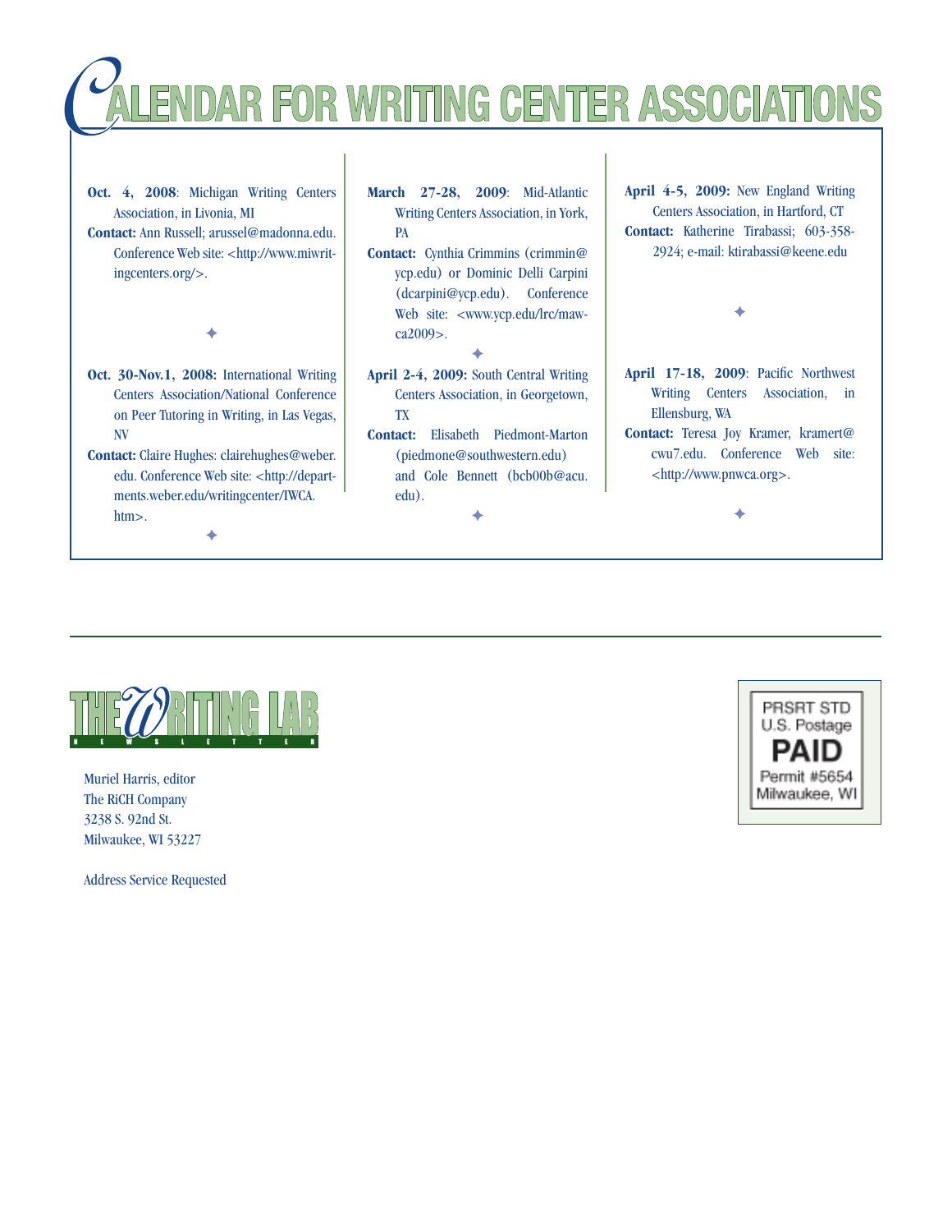# Calendar for Writing Center Associations

**Oct. 4, 2008**: Michigan Writing Centers Association, in Livonia, MI

**Contact:** Ann Russell; arussel@madonna.edu. Conference Web site: <http://www.miwritingcenters.org/>.

✦

**Oct. 30-Nov.1, 2008:** International Writing Centers Association/National Conference on Peer Tutoring in Writing, in Las Vegas, NV

**Contact:** Claire Hughes: clairehughes@weber.edu. Conference Web site: <http://departments.weber.edu/writingcenter/IWCA.htm>.

✦

**March 27-28, 2009**: Mid-Atlantic Writing Centers Association, in York, PA

**Contact:** Cynthia Crimmins (crimmin@ycp.edu) or Dominic Delli Carpini (dcarpini@ycp.edu). Conference Web site: <www.ycp.edu/lrc/mawca2009>.

✦

**April 2-4, 2009:** South Central Writing Centers Association, in Georgetown, TX

**Contact:** Elisabeth Piedmont-Marton (piedmone@southwestern.edu) and Cole Bennett (bcb00b@acu.edu).

✦

**April 4-5, 2009:** New England Writing Centers Association, in Hartford, CT

**Contact:** Katherine Tirabassi; 603-358-2924; e-mail: ktirabassi@keene.edu

✦

**April 17-18, 2009**: Pacific Northwest Writing Centers Association, in Ellensburg, WA

**Contact:** Teresa Joy Kramer, kramert@cwu7.edu. Conference Web site: <http://www.pnwca.org>.

✦

---

THE WRITING LAB NEWSLETTER

Muriel Harris, editor
The RiCH Company
3238 S. 92nd St.
Milwaukee, WI 53227

Address Service Requested

PRSRT STD
U.S. Postage
PAID
Permit #5654
Milwaukee, WI